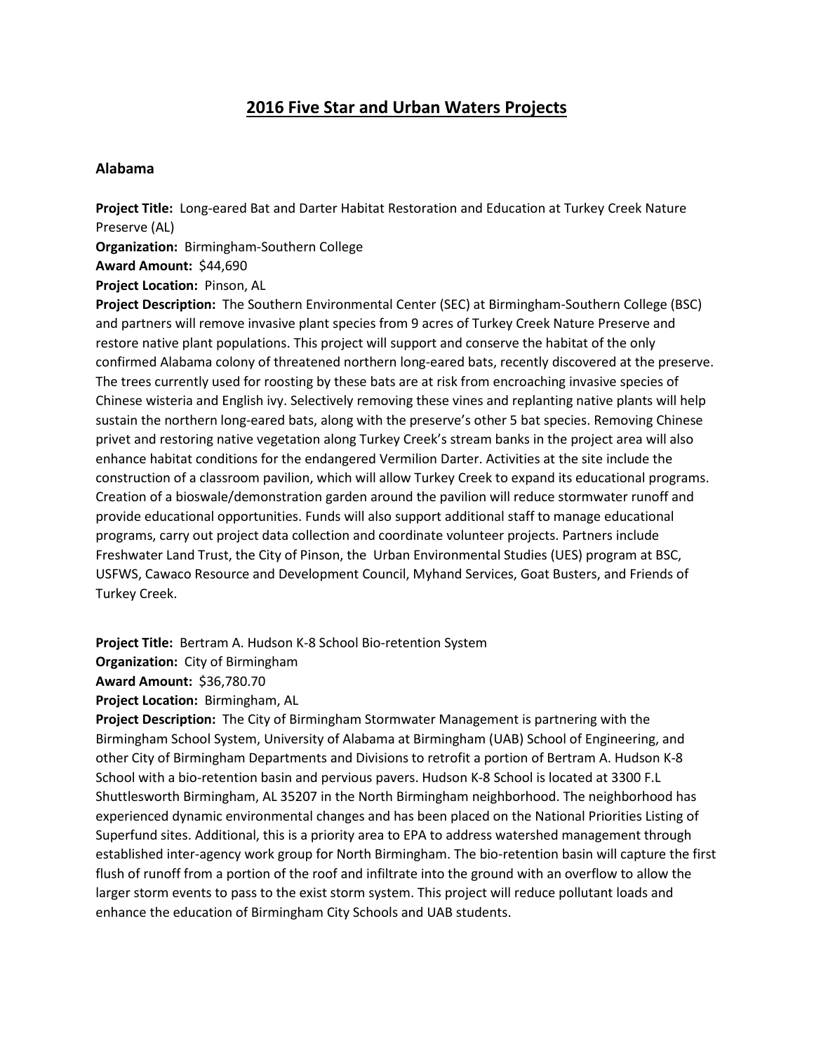# 2016 Five Star and Urban Waters Projects

## Alabama

**Project Title:** Long-eared Bat and Darter Habitat Restoration and Education at Turkey Creek Nature Preserve (AL)
**Organization:** Birmingham-Southern College
**Award Amount:** $44,690
**Project Location:** Pinson, AL
**Project Description:** The Southern Environmental Center (SEC) at Birmingham-Southern College (BSC) and partners will remove invasive plant species from 9 acres of Turkey Creek Nature Preserve and restore native plant populations. This project will support and conserve the habitat of the only confirmed Alabama colony of threatened northern long-eared bats, recently discovered at the preserve. The trees currently used for roosting by these bats are at risk from encroaching invasive species of Chinese wisteria and English ivy. Selectively removing these vines and replanting native plants will help sustain the northern long-eared bats, along with the preserve's other 5 bat species. Removing Chinese privet and restoring native vegetation along Turkey Creek's stream banks in the project area will also enhance habitat conditions for the endangered Vermilion Darter. Activities at the site include the construction of a classroom pavilion, which will allow Turkey Creek to expand its educational programs. Creation of a bioswale/demonstration garden around the pavilion will reduce stormwater runoff and provide educational opportunities. Funds will also support additional staff to manage educational programs, carry out project data collection and coordinate volunteer projects. Partners include Freshwater Land Trust, the City of Pinson, the Urban Environmental Studies (UES) program at BSC, USFWS, Cawaco Resource and Development Council, Myhand Services, Goat Busters, and Friends of Turkey Creek.

**Project Title:** Bertram A. Hudson K-8 School Bio-retention System
**Organization:** City of Birmingham
**Award Amount:** $36,780.70
**Project Location:** Birmingham, AL
**Project Description:** The City of Birmingham Stormwater Management is partnering with the Birmingham School System, University of Alabama at Birmingham (UAB) School of Engineering, and other City of Birmingham Departments and Divisions to retrofit a portion of Bertram A. Hudson K-8 School with a bio-retention basin and pervious pavers. Hudson K-8 School is located at 3300 F.L Shuttlesworth Birmingham, AL 35207 in the North Birmingham neighborhood. The neighborhood has experienced dynamic environmental changes and has been placed on the National Priorities Listing of Superfund sites. Additional, this is a priority area to EPA to address watershed management through established inter-agency work group for North Birmingham. The bio-retention basin will capture the first flush of runoff from a portion of the roof and infiltrate into the ground with an overflow to allow the larger storm events to pass to the exist storm system. This project will reduce pollutant loads and enhance the education of Birmingham City Schools and UAB students.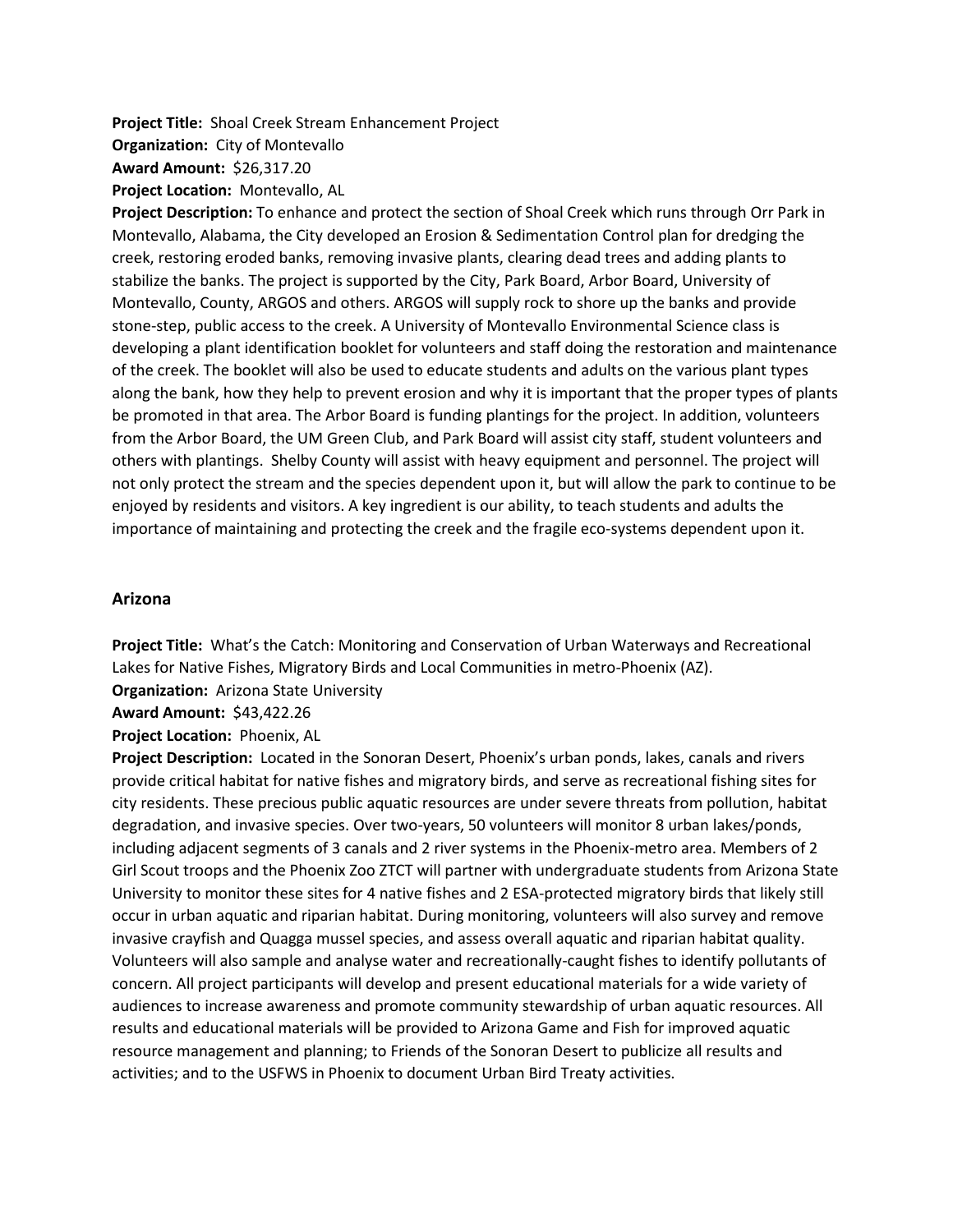**Project Title:** Shoal Creek Stream Enhancement Project
**Organization:** City of Montevallo
**Award Amount:** $26,317.20
**Project Location:** Montevallo, AL
**Project Description:** To enhance and protect the section of Shoal Creek which runs through Orr Park in Montevallo, Alabama, the City developed an Erosion & Sedimentation Control plan for dredging the creek, restoring eroded banks, removing invasive plants, clearing dead trees and adding plants to stabilize the banks. The project is supported by the City, Park Board, Arbor Board, University of Montevallo, County, ARGOS and others. ARGOS will supply rock to shore up the banks and provide stone-step, public access to the creek. A University of Montevallo Environmental Science class is developing a plant identification booklet for volunteers and staff doing the restoration and maintenance of the creek. The booklet will also be used to educate students and adults on the various plant types along the bank, how they help to prevent erosion and why it is important that the proper types of plants be promoted in that area. The Arbor Board is funding plantings for the project. In addition, volunteers from the Arbor Board, the UM Green Club, and Park Board will assist city staff, student volunteers and others with plantings. Shelby County will assist with heavy equipment and personnel. The project will not only protect the stream and the species dependent upon it, but will allow the park to continue to be enjoyed by residents and visitors. A key ingredient is our ability, to teach students and adults the importance of maintaining and protecting the creek and the fragile eco-systems dependent upon it.

## Arizona

**Project Title:** What's the Catch: Monitoring and Conservation of Urban Waterways and Recreational Lakes for Native Fishes, Migratory Birds and Local Communities in metro-Phoenix (AZ).
**Organization:** Arizona State University
**Award Amount:** $43,422.26
**Project Location:** Phoenix, AL
**Project Description:** Located in the Sonoran Desert, Phoenix's urban ponds, lakes, canals and rivers provide critical habitat for native fishes and migratory birds, and serve as recreational fishing sites for city residents. These precious public aquatic resources are under severe threats from pollution, habitat degradation, and invasive species. Over two-years, 50 volunteers will monitor 8 urban lakes/ponds, including adjacent segments of 3 canals and 2 river systems in the Phoenix-metro area. Members of 2 Girl Scout troops and the Phoenix Zoo ZTCT will partner with undergraduate students from Arizona State University to monitor these sites for 4 native fishes and 2 ESA-protected migratory birds that likely still occur in urban aquatic and riparian habitat. During monitoring, volunteers will also survey and remove invasive crayfish and Quagga mussel species, and assess overall aquatic and riparian habitat quality. Volunteers will also sample and analyse water and recreationally-caught fishes to identify pollutants of concern. All project participants will develop and present educational materials for a wide variety of audiences to increase awareness and promote community stewardship of urban aquatic resources. All results and educational materials will be provided to Arizona Game and Fish for improved aquatic resource management and planning; to Friends of the Sonoran Desert to publicize all results and activities; and to the USFWS in Phoenix to document Urban Bird Treaty activities.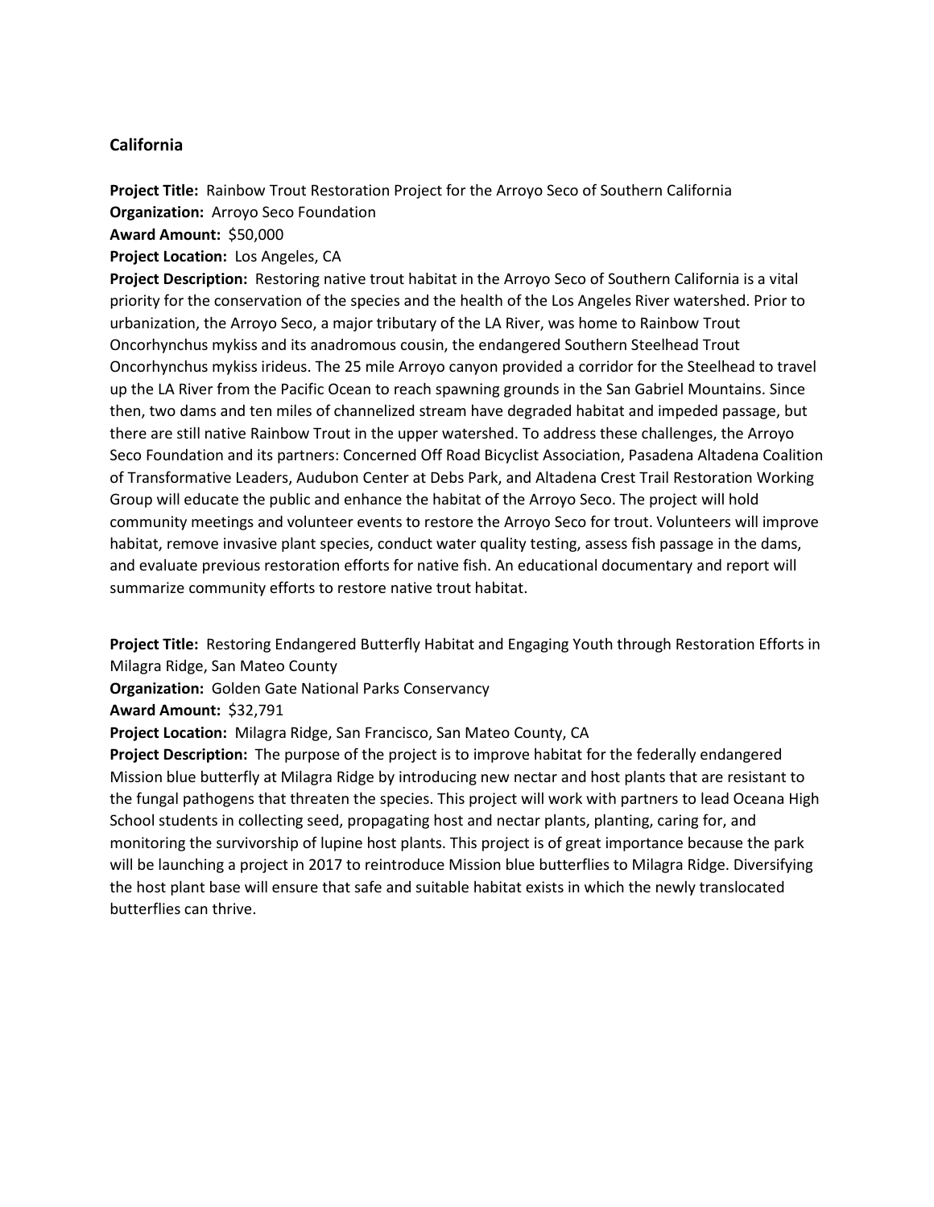## California

**Project Title:** Rainbow Trout Restoration Project for the Arroyo Seco of Southern California
**Organization:** Arroyo Seco Foundation
**Award Amount:** $50,000
**Project Location:** Los Angeles, CA
**Project Description:** Restoring native trout habitat in the Arroyo Seco of Southern California is a vital priority for the conservation of the species and the health of the Los Angeles River watershed. Prior to urbanization, the Arroyo Seco, a major tributary of the LA River, was home to Rainbow Trout Oncorhynchus mykiss and its anadromous cousin, the endangered Southern Steelhead Trout Oncorhynchus mykiss irideus. The 25 mile Arroyo canyon provided a corridor for the Steelhead to travel up the LA River from the Pacific Ocean to reach spawning grounds in the San Gabriel Mountains. Since then, two dams and ten miles of channelized stream have degraded habitat and impeded passage, but there are still native Rainbow Trout in the upper watershed. To address these challenges, the Arroyo Seco Foundation and its partners: Concerned Off Road Bicyclist Association, Pasadena Altadena Coalition of Transformative Leaders, Audubon Center at Debs Park, and Altadena Crest Trail Restoration Working Group will educate the public and enhance the habitat of the Arroyo Seco. The project will hold community meetings and volunteer events to restore the Arroyo Seco for trout. Volunteers will improve habitat, remove invasive plant species, conduct water quality testing, assess fish passage in the dams, and evaluate previous restoration efforts for native fish. An educational documentary and report will summarize community efforts to restore native trout habitat.

**Project Title:** Restoring Endangered Butterfly Habitat and Engaging Youth through Restoration Efforts in Milagra Ridge, San Mateo County
**Organization:** Golden Gate National Parks Conservancy
**Award Amount:** $32,791
**Project Location:** Milagra Ridge, San Francisco, San Mateo County, CA
**Project Description:** The purpose of the project is to improve habitat for the federally endangered Mission blue butterfly at Milagra Ridge by introducing new nectar and host plants that are resistant to the fungal pathogens that threaten the species. This project will work with partners to lead Oceana High School students in collecting seed, propagating host and nectar plants, planting, caring for, and monitoring the survivorship of lupine host plants. This project is of great importance because the park will be launching a project in 2017 to reintroduce Mission blue butterflies to Milagra Ridge. Diversifying the host plant base will ensure that safe and suitable habitat exists in which the newly translocated butterflies can thrive.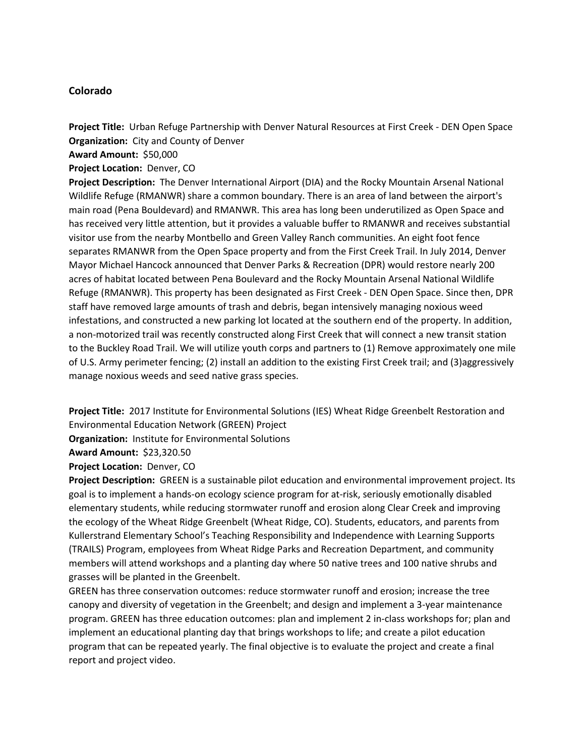### Colorado

**Project Title:** Urban Refuge Partnership with Denver Natural Resources at First Creek - DEN Open Space
**Organization:** City and County of Denver
**Award Amount:** $50,000
**Project Location:** Denver, CO
**Project Description:** The Denver International Airport (DIA) and the Rocky Mountain Arsenal National Wildlife Refuge (RMANWR) share a common boundary. There is an area of land between the airport's main road (Pena Bouldevard) and RMANWR. This area has long been underutilized as Open Space and has received very little attention, but it provides a valuable buffer to RMANWR and receives substantial visitor use from the nearby Montbello and Green Valley Ranch communities. An eight foot fence separates RMANWR from the Open Space property and from the First Creek Trail. In July 2014, Denver Mayor Michael Hancock announced that Denver Parks & Recreation (DPR) would restore nearly 200 acres of habitat located between Pena Boulevard and the Rocky Mountain Arsenal National Wildlife Refuge (RMANWR). This property has been designated as First Creek - DEN Open Space. Since then, DPR staff have removed large amounts of trash and debris, began intensively managing noxious weed infestations, and constructed a new parking lot located at the southern end of the property. In addition, a non-motorized trail was recently constructed along First Creek that will connect a new transit station to the Buckley Road Trail. We will utilize youth corps and partners to (1) Remove approximately one mile of U.S. Army perimeter fencing; (2) install an addition to the existing First Creek trail; and (3)aggressively manage noxious weeds and seed native grass species.

**Project Title:** 2017 Institute for Environmental Solutions (IES) Wheat Ridge Greenbelt Restoration and Environmental Education Network (GREEN) Project
**Organization:** Institute for Environmental Solutions
**Award Amount:** $23,320.50
**Project Location:** Denver, CO
**Project Description:** GREEN is a sustainable pilot education and environmental improvement project. Its goal is to implement a hands-on ecology science program for at-risk, seriously emotionally disabled elementary students, while reducing stormwater runoff and erosion along Clear Creek and improving the ecology of the Wheat Ridge Greenbelt (Wheat Ridge, CO). Students, educators, and parents from Kullerstrand Elementary School's Teaching Responsibility and Independence with Learning Supports (TRAILS) Program, employees from Wheat Ridge Parks and Recreation Department, and community members will attend workshops and a planting day where 50 native trees and 100 native shrubs and grasses will be planted in the Greenbelt.
GREEN has three conservation outcomes: reduce stormwater runoff and erosion; increase the tree canopy and diversity of vegetation in the Greenbelt; and design and implement a 3-year maintenance program. GREEN has three education outcomes: plan and implement 2 in-class workshops for; plan and implement an educational planting day that brings workshops to life; and create a pilot education program that can be repeated yearly. The final objective is to evaluate the project and create a final report and project video.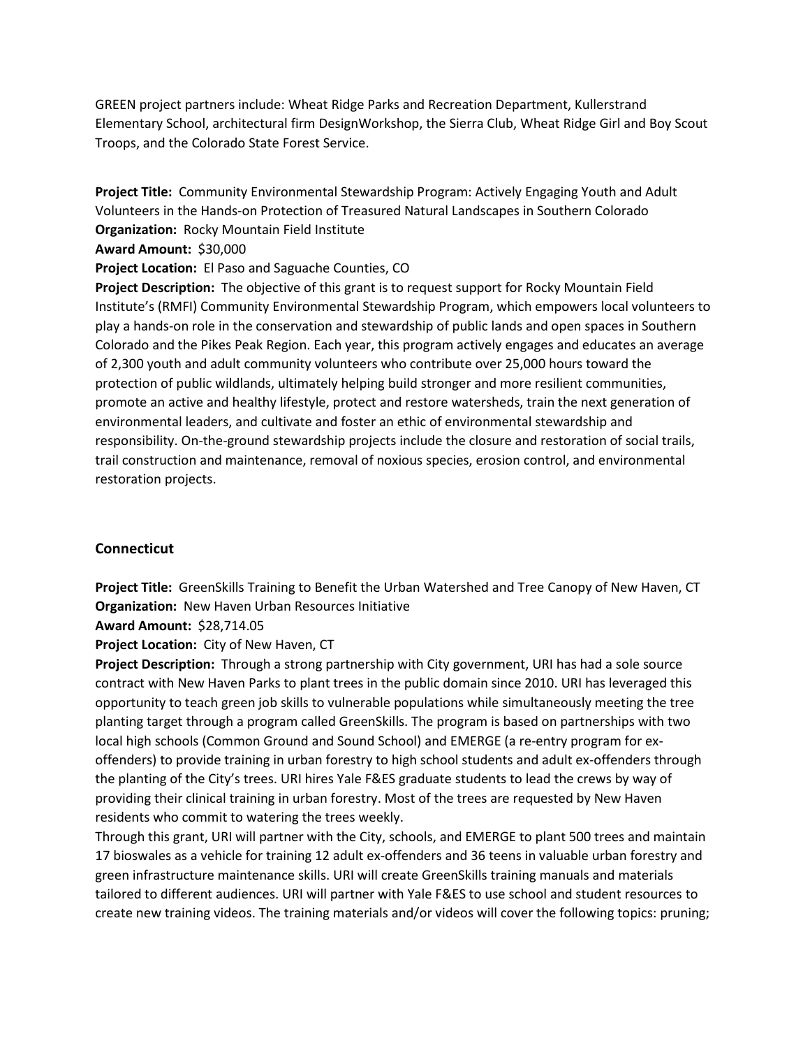GREEN project partners include: Wheat Ridge Parks and Recreation Department, Kullerstrand Elementary School, architectural firm DesignWorkshop, the Sierra Club, Wheat Ridge Girl and Boy Scout Troops, and the Colorado State Forest Service.

**Project Title:** Community Environmental Stewardship Program: Actively Engaging Youth and Adult Volunteers in the Hands-on Protection of Treasured Natural Landscapes in Southern Colorado
**Organization:** Rocky Mountain Field Institute
**Award Amount:** $30,000
**Project Location:** El Paso and Saguache Counties, CO
**Project Description:** The objective of this grant is to request support for Rocky Mountain Field Institute's (RMFI) Community Environmental Stewardship Program, which empowers local volunteers to play a hands-on role in the conservation and stewardship of public lands and open spaces in Southern Colorado and the Pikes Peak Region. Each year, this program actively engages and educates an average of 2,300 youth and adult community volunteers who contribute over 25,000 hours toward the protection of public wildlands, ultimately helping build stronger and more resilient communities, promote an active and healthy lifestyle, protect and restore watersheds, train the next generation of environmental leaders, and cultivate and foster an ethic of environmental stewardship and responsibility. On-the-ground stewardship projects include the closure and restoration of social trails, trail construction and maintenance, removal of noxious species, erosion control, and environmental restoration projects.

## Connecticut

**Project Title:** GreenSkills Training to Benefit the Urban Watershed and Tree Canopy of New Haven, CT
**Organization:** New Haven Urban Resources Initiative
**Award Amount:** $28,714.05
**Project Location:** City of New Haven, CT
**Project Description:** Through a strong partnership with City government, URI has had a sole source contract with New Haven Parks to plant trees in the public domain since 2010. URI has leveraged this opportunity to teach green job skills to vulnerable populations while simultaneously meeting the tree planting target through a program called GreenSkills. The program is based on partnerships with two local high schools (Common Ground and Sound School) and EMERGE (a re-entry program for ex-offenders) to provide training in urban forestry to high school students and adult ex-offenders through the planting of the City's trees. URI hires Yale F&ES graduate students to lead the crews by way of providing their clinical training in urban forestry. Most of the trees are requested by New Haven residents who commit to watering the trees weekly.
Through this grant, URI will partner with the City, schools, and EMERGE to plant 500 trees and maintain 17 bioswales as a vehicle for training 12 adult ex-offenders and 36 teens in valuable urban forestry and green infrastructure maintenance skills. URI will create GreenSkills training manuals and materials tailored to different audiences. URI will partner with Yale F&ES to use school and student resources to create new training videos. The training materials and/or videos will cover the following topics: pruning;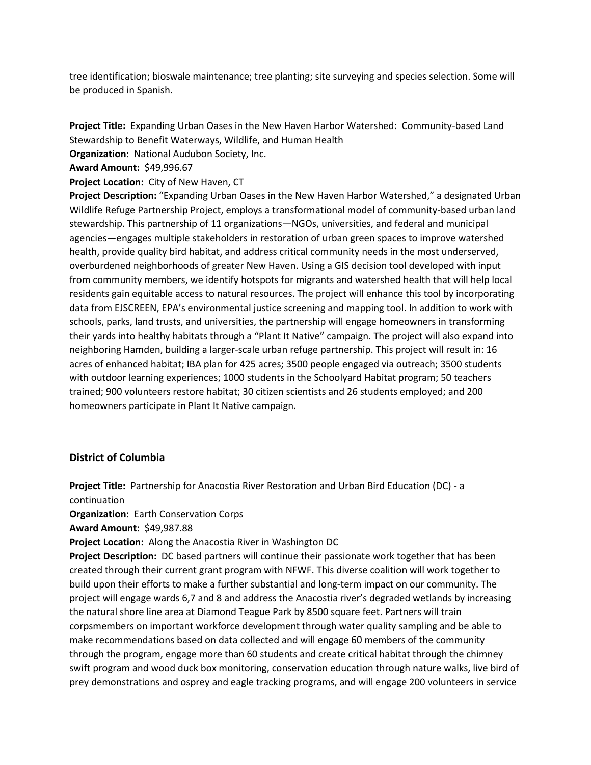tree identification; bioswale maintenance; tree planting; site surveying and species selection. Some will be produced in Spanish.

**Project Title:** Expanding Urban Oases in the New Haven Harbor Watershed: Community-based Land Stewardship to Benefit Waterways, Wildlife, and Human Health

**Organization:** National Audubon Society, Inc.

**Award Amount:** $49,996.67

**Project Location:** City of New Haven, CT

**Project Description:** "Expanding Urban Oases in the New Haven Harbor Watershed," a designated Urban Wildlife Refuge Partnership Project, employs a transformational model of community-based urban land stewardship. This partnership of 11 organizations—NGOs, universities, and federal and municipal agencies—engages multiple stakeholders in restoration of urban green spaces to improve watershed health, provide quality bird habitat, and address critical community needs in the most underserved, overburdened neighborhoods of greater New Haven. Using a GIS decision tool developed with input from community members, we identify hotspots for migrants and watershed health that will help local residents gain equitable access to natural resources. The project will enhance this tool by incorporating data from EJSCREEN, EPA's environmental justice screening and mapping tool. In addition to work with schools, parks, land trusts, and universities, the partnership will engage homeowners in transforming their yards into healthy habitats through a "Plant It Native" campaign. The project will also expand into neighboring Hamden, building a larger-scale urban refuge partnership. This project will result in: 16 acres of enhanced habitat; IBA plan for 425 acres; 3500 people engaged via outreach; 3500 students with outdoor learning experiences; 1000 students in the Schoolyard Habitat program; 50 teachers trained; 900 volunteers restore habitat; 30 citizen scientists and 26 students employed; and 200 homeowners participate in Plant It Native campaign.

### District of Columbia

**Project Title:** Partnership for Anacostia River Restoration and Urban Bird Education (DC) - a continuation

**Organization:** Earth Conservation Corps

**Award Amount:** $49,987.88

**Project Location:** Along the Anacostia River in Washington DC

**Project Description:** DC based partners will continue their passionate work together that has been created through their current grant program with NFWF. This diverse coalition will work together to build upon their efforts to make a further substantial and long-term impact on our community. The project will engage wards 6,7 and 8 and address the Anacostia river's degraded wetlands by increasing the natural shore line area at Diamond Teague Park by 8500 square feet. Partners will train corpsmembers on important workforce development through water quality sampling and be able to make recommendations based on data collected and will engage 60 members of the community through the program, engage more than 60 students and create critical habitat through the chimney swift program and wood duck box monitoring, conservation education through nature walks, live bird of prey demonstrations and osprey and eagle tracking programs, and will engage 200 volunteers in service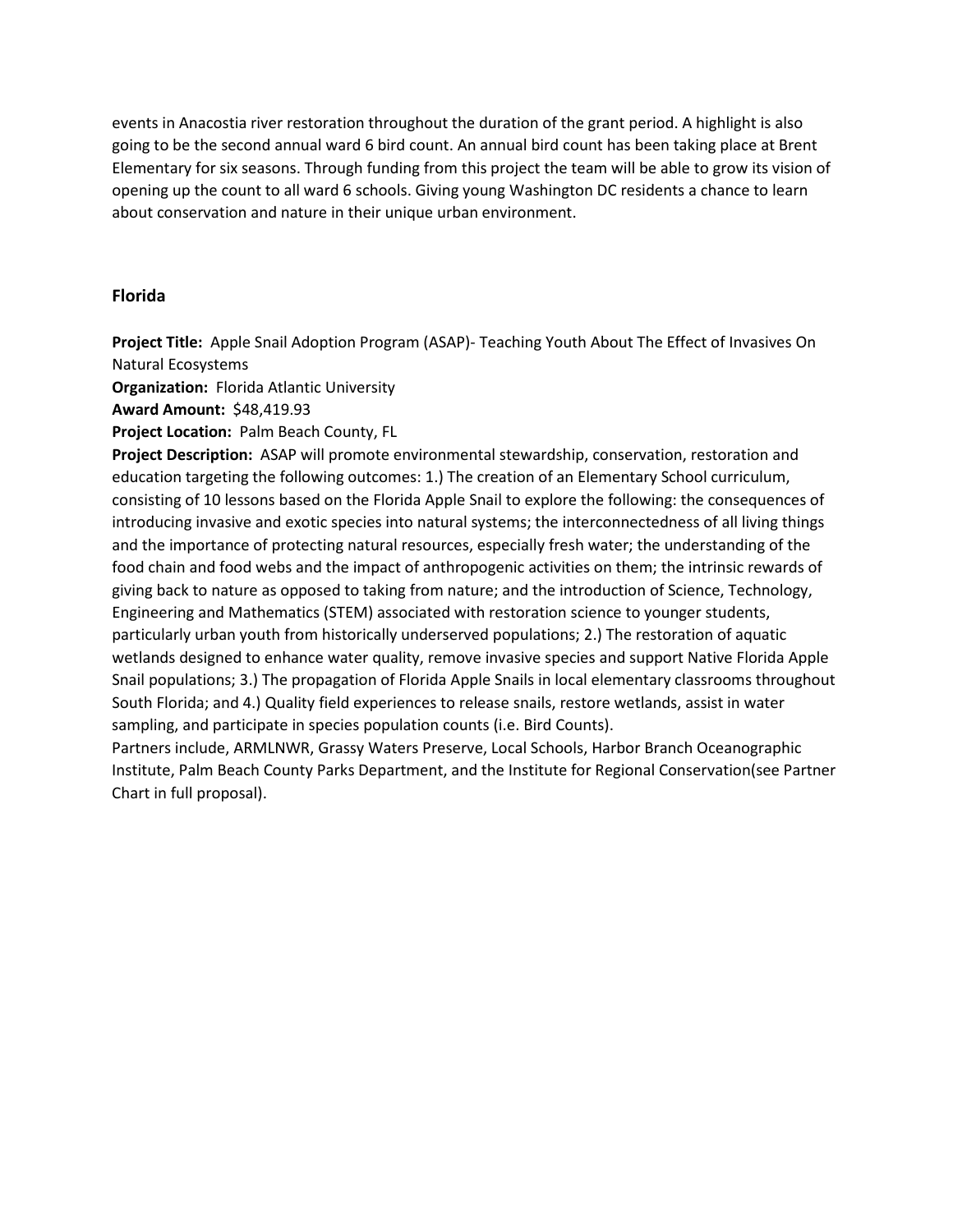events in Anacostia river restoration throughout the duration of the grant period. A highlight is also going to be the second annual ward 6 bird count. An annual bird count has been taking place at Brent Elementary for six seasons. Through funding from this project the team will be able to grow its vision of opening up the count to all ward 6 schools. Giving young Washington DC residents a chance to learn about conservation and nature in their unique urban environment.

### Florida

**Project Title:** Apple Snail Adoption Program (ASAP)- Teaching Youth About The Effect of Invasives On Natural Ecosystems
**Organization:** Florida Atlantic University
**Award Amount:** $48,419.93
**Project Location:** Palm Beach County, FL
**Project Description:** ASAP will promote environmental stewardship, conservation, restoration and education targeting the following outcomes: 1.) The creation of an Elementary School curriculum, consisting of 10 lessons based on the Florida Apple Snail to explore the following: the consequences of introducing invasive and exotic species into natural systems; the interconnectedness of all living things and the importance of protecting natural resources, especially fresh water; the understanding of the food chain and food webs and the impact of anthropogenic activities on them; the intrinsic rewards of giving back to nature as opposed to taking from nature; and the introduction of Science, Technology, Engineering and Mathematics (STEM) associated with restoration science to younger students, particularly urban youth from historically underserved populations; 2.) The restoration of aquatic wetlands designed to enhance water quality, remove invasive species and support Native Florida Apple Snail populations; 3.) The propagation of Florida Apple Snails in local elementary classrooms throughout South Florida; and 4.) Quality field experiences to release snails, restore wetlands, assist in water sampling, and participate in species population counts (i.e. Bird Counts).
Partners include, ARMLNWR, Grassy Waters Preserve, Local Schools, Harbor Branch Oceanographic Institute, Palm Beach County Parks Department, and the Institute for Regional Conservation(see Partner Chart in full proposal).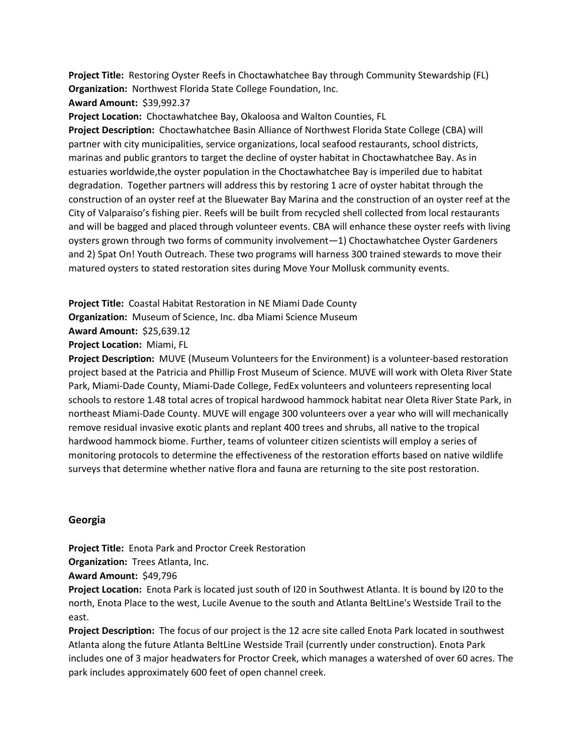**Project Title:** Restoring Oyster Reefs in Choctawhatchee Bay through Community Stewardship (FL)
**Organization:** Northwest Florida State College Foundation, Inc.
**Award Amount:** $39,992.37
**Project Location:** Choctawhatchee Bay, Okaloosa and Walton Counties, FL
**Project Description:** Choctawhatchee Basin Alliance of Northwest Florida State College (CBA) will partner with city municipalities, service organizations, local seafood restaurants, school districts, marinas and public grantors to target the decline of oyster habitat in Choctawhatchee Bay. As in estuaries worldwide,the oyster population in the Choctawhatchee Bay is imperiled due to habitat degradation. Together partners will address this by restoring 1 acre of oyster habitat through the construction of an oyster reef at the Bluewater Bay Marina and the construction of an oyster reef at the City of Valparaiso's fishing pier. Reefs will be built from recycled shell collected from local restaurants and will be bagged and placed through volunteer events. CBA will enhance these oyster reefs with living oysters grown through two forms of community involvement—1) Choctawhatchee Oyster Gardeners and 2) Spat On! Youth Outreach. These two programs will harness 300 trained stewards to move their matured oysters to stated restoration sites during Move Your Mollusk community events.

**Project Title:** Coastal Habitat Restoration in NE Miami Dade County
**Organization:** Museum of Science, Inc. dba Miami Science Museum
**Award Amount:** $25,639.12
**Project Location:** Miami, FL
**Project Description:** MUVE (Museum Volunteers for the Environment) is a volunteer-based restoration project based at the Patricia and Phillip Frost Museum of Science. MUVE will work with Oleta River State Park, Miami-Dade County, Miami-Dade College, FedEx volunteers and volunteers representing local schools to restore 1.48 total acres of tropical hardwood hammock habitat near Oleta River State Park, in northeast Miami-Dade County. MUVE will engage 300 volunteers over a year who will will mechanically remove residual invasive exotic plants and replant 400 trees and shrubs, all native to the tropical hardwood hammock biome. Further, teams of volunteer citizen scientists will employ a series of monitoring protocols to determine the effectiveness of the restoration efforts based on native wildlife surveys that determine whether native flora and fauna are returning to the site post restoration.

## Georgia

**Project Title:** Enota Park and Proctor Creek Restoration
**Organization:** Trees Atlanta, Inc.
**Award Amount:** $49,796
**Project Location:** Enota Park is located just south of I20 in Southwest Atlanta. It is bound by I20 to the north, Enota Place to the west, Lucile Avenue to the south and Atlanta BeltLine's Westside Trail to the east.
**Project Description:** The focus of our project is the 12 acre site called Enota Park located in southwest Atlanta along the future Atlanta BeltLine Westside Trail (currently under construction). Enota Park includes one of 3 major headwaters for Proctor Creek, which manages a watershed of over 60 acres. The park includes approximately 600 feet of open channel creek.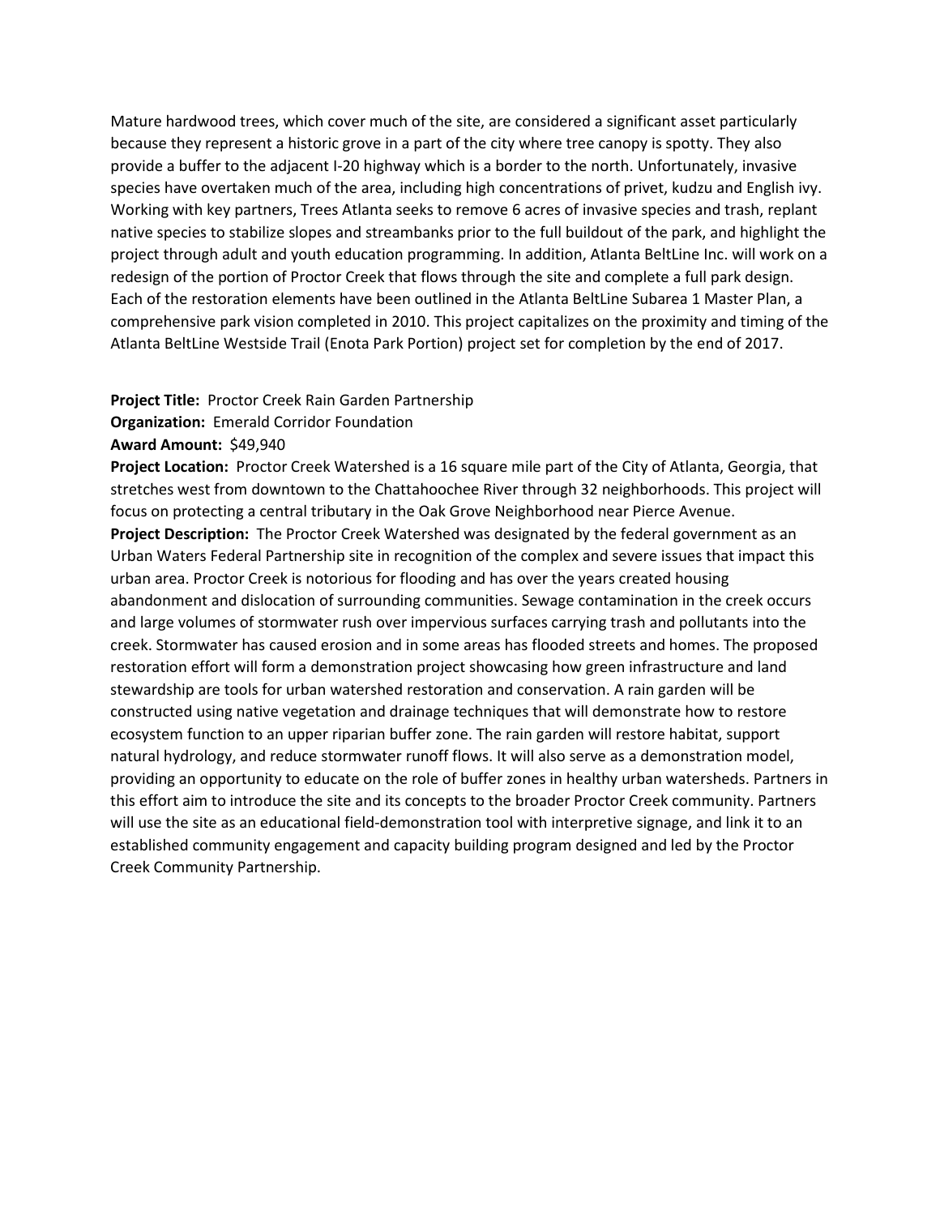Mature hardwood trees, which cover much of the site, are considered a significant asset particularly because they represent a historic grove in a part of the city where tree canopy is spotty. They also provide a buffer to the adjacent I-20 highway which is a border to the north. Unfortunately, invasive species have overtaken much of the area, including high concentrations of privet, kudzu and English ivy. Working with key partners, Trees Atlanta seeks to remove 6 acres of invasive species and trash, replant native species to stabilize slopes and streambanks prior to the full buildout of the park, and highlight the project through adult and youth education programming. In addition, Atlanta BeltLine Inc. will work on a redesign of the portion of Proctor Creek that flows through the site and complete a full park design. Each of the restoration elements have been outlined in the Atlanta BeltLine Subarea 1 Master Plan, a comprehensive park vision completed in 2010. This project capitalizes on the proximity and timing of the Atlanta BeltLine Westside Trail (Enota Park Portion) project set for completion by the end of 2017.

**Project Title:** Proctor Creek Rain Garden Partnership
**Organization:** Emerald Corridor Foundation
**Award Amount:** $49,940
**Project Location:** Proctor Creek Watershed is a 16 square mile part of the City of Atlanta, Georgia, that stretches west from downtown to the Chattahoochee River through 32 neighborhoods. This project will focus on protecting a central tributary in the Oak Grove Neighborhood near Pierce Avenue.
**Project Description:** The Proctor Creek Watershed was designated by the federal government as an Urban Waters Federal Partnership site in recognition of the complex and severe issues that impact this urban area. Proctor Creek is notorious for flooding and has over the years created housing abandonment and dislocation of surrounding communities. Sewage contamination in the creek occurs and large volumes of stormwater rush over impervious surfaces carrying trash and pollutants into the creek. Stormwater has caused erosion and in some areas has flooded streets and homes. The proposed restoration effort will form a demonstration project showcasing how green infrastructure and land stewardship are tools for urban watershed restoration and conservation. A rain garden will be constructed using native vegetation and drainage techniques that will demonstrate how to restore ecosystem function to an upper riparian buffer zone. The rain garden will restore habitat, support natural hydrology, and reduce stormwater runoff flows. It will also serve as a demonstration model, providing an opportunity to educate on the role of buffer zones in healthy urban watersheds. Partners in this effort aim to introduce the site and its concepts to the broader Proctor Creek community. Partners will use the site as an educational field-demonstration tool with interpretive signage, and link it to an established community engagement and capacity building program designed and led by the Proctor Creek Community Partnership.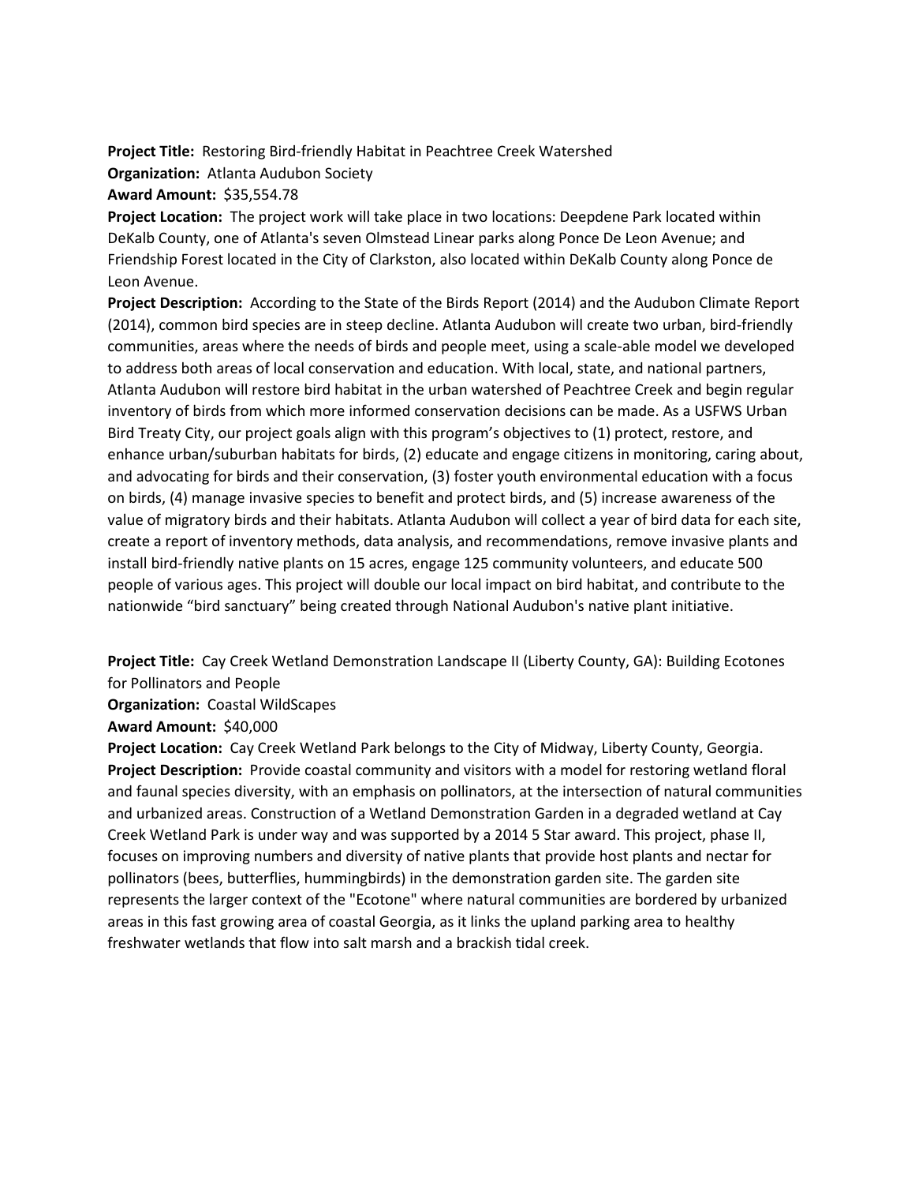**Project Title:** Restoring Bird-friendly Habitat in Peachtree Creek Watershed
**Organization:** Atlanta Audubon Society
**Award Amount:** $35,554.78
**Project Location:** The project work will take place in two locations: Deepdene Park located within DeKalb County, one of Atlanta's seven Olmstead Linear parks along Ponce De Leon Avenue; and Friendship Forest located in the City of Clarkston, also located within DeKalb County along Ponce de Leon Avenue.
**Project Description:** According to the State of the Birds Report (2014) and the Audubon Climate Report (2014), common bird species are in steep decline. Atlanta Audubon will create two urban, bird-friendly communities, areas where the needs of birds and people meet, using a scale-able model we developed to address both areas of local conservation and education. With local, state, and national partners, Atlanta Audubon will restore bird habitat in the urban watershed of Peachtree Creek and begin regular inventory of birds from which more informed conservation decisions can be made. As a USFWS Urban Bird Treaty City, our project goals align with this program's objectives to (1) protect, restore, and enhance urban/suburban habitats for birds, (2) educate and engage citizens in monitoring, caring about, and advocating for birds and their conservation, (3) foster youth environmental education with a focus on birds, (4) manage invasive species to benefit and protect birds, and (5) increase awareness of the value of migratory birds and their habitats. Atlanta Audubon will collect a year of bird data for each site, create a report of inventory methods, data analysis, and recommendations, remove invasive plants and install bird-friendly native plants on 15 acres, engage 125 community volunteers, and educate 500 people of various ages. This project will double our local impact on bird habitat, and contribute to the nationwide "bird sanctuary" being created through National Audubon's native plant initiative.

**Project Title:** Cay Creek Wetland Demonstration Landscape II (Liberty County, GA): Building Ecotones for Pollinators and People
**Organization:** Coastal WildScapes
**Award Amount:** $40,000
**Project Location:** Cay Creek Wetland Park belongs to the City of Midway, Liberty County, Georgia.
**Project Description:** Provide coastal community and visitors with a model for restoring wetland floral and faunal species diversity, with an emphasis on pollinators, at the intersection of natural communities and urbanized areas. Construction of a Wetland Demonstration Garden in a degraded wetland at Cay Creek Wetland Park is under way and was supported by a 2014 5 Star award. This project, phase II, focuses on improving numbers and diversity of native plants that provide host plants and nectar for pollinators (bees, butterflies, hummingbirds) in the demonstration garden site. The garden site represents the larger context of the "Ecotone" where natural communities are bordered by urbanized areas in this fast growing area of coastal Georgia, as it links the upland parking area to healthy freshwater wetlands that flow into salt marsh and a brackish tidal creek.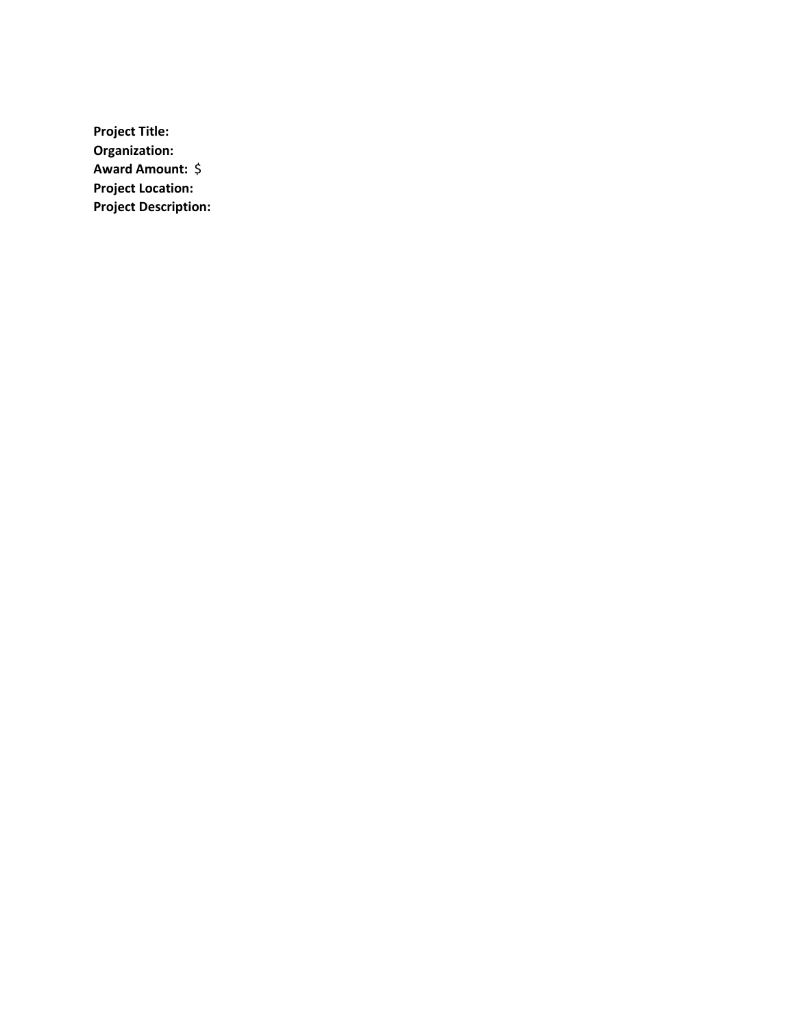**Project Title:**
**Organization:**
**Award Amount:** $
**Project Location:**
**Project Description:**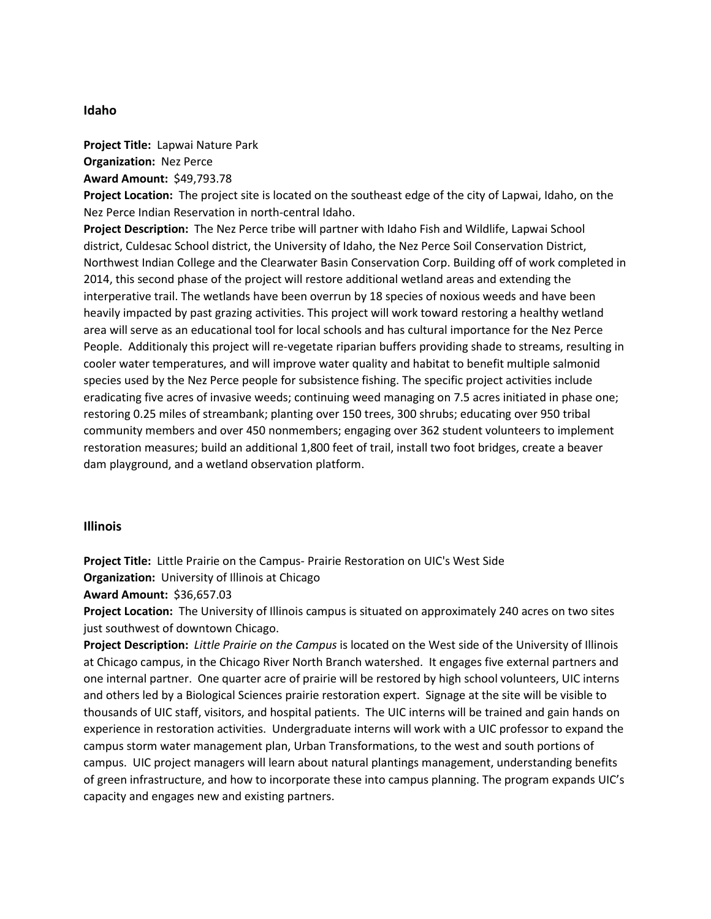## Idaho

**Project Title:** Lapwai Nature Park
**Organization:** Nez Perce
**Award Amount:** $49,793.78
**Project Location:** The project site is located on the southeast edge of the city of Lapwai, Idaho, on the Nez Perce Indian Reservation in north-central Idaho.
**Project Description:** The Nez Perce tribe will partner with Idaho Fish and Wildlife, Lapwai School district, Culdesac School district, the University of Idaho, the Nez Perce Soil Conservation District, Northwest Indian College and the Clearwater Basin Conservation Corp. Building off of work completed in 2014, this second phase of the project will restore additional wetland areas and extending the interperative trail. The wetlands have been overrun by 18 species of noxious weeds and have been heavily impacted by past grazing activities. This project will work toward restoring a healthy wetland area will serve as an educational tool for local schools and has cultural importance for the Nez Perce People. Additionaly this project will re-vegetate riparian buffers providing shade to streams, resulting in cooler water temperatures, and will improve water quality and habitat to benefit multiple salmonid species used by the Nez Perce people for subsistence fishing. The specific project activities include eradicating five acres of invasive weeds; continuing weed managing on 7.5 acres initiated in phase one; restoring 0.25 miles of streambank; planting over 150 trees, 300 shrubs; educating over 950 tribal community members and over 450 nonmembers; engaging over 362 student volunteers to implement restoration measures; build an additional 1,800 feet of trail, install two foot bridges, create a beaver dam playground, and a wetland observation platform.

## Illinois

**Project Title:** Little Prairie on the Campus- Prairie Restoration on UIC's West Side
**Organization:** University of Illinois at Chicago
**Award Amount:** $36,657.03
**Project Location:** The University of Illinois campus is situated on approximately 240 acres on two sites just southwest of downtown Chicago.
**Project Description:** *Little Prairie on the Campus* is located on the West side of the University of Illinois at Chicago campus, in the Chicago River North Branch watershed. It engages five external partners and one internal partner. One quarter acre of prairie will be restored by high school volunteers, UIC interns and others led by a Biological Sciences prairie restoration expert. Signage at the site will be visible to thousands of UIC staff, visitors, and hospital patients. The UIC interns will be trained and gain hands on experience in restoration activities. Undergraduate interns will work with a UIC professor to expand the campus storm water management plan, Urban Transformations, to the west and south portions of campus. UIC project managers will learn about natural plantings management, understanding benefits of green infrastructure, and how to incorporate these into campus planning. The program expands UIC's capacity and engages new and existing partners.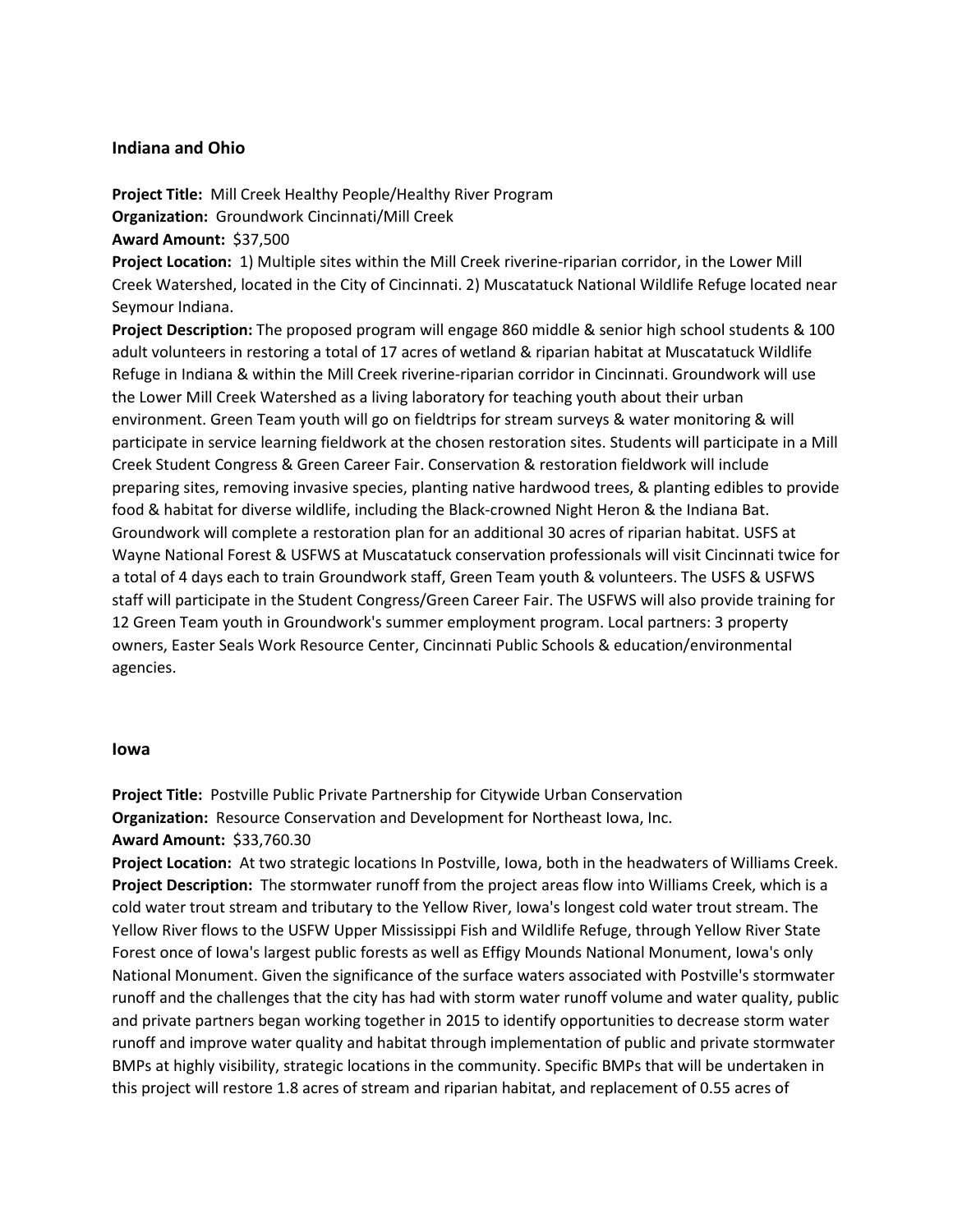### Indiana and Ohio

**Project Title:** Mill Creek Healthy People/Healthy River Program
**Organization:** Groundwork Cincinnati/Mill Creek
**Award Amount:** $37,500
**Project Location:** 1) Multiple sites within the Mill Creek riverine-riparian corridor, in the Lower Mill Creek Watershed, located in the City of Cincinnati. 2) Muscatatuck National Wildlife Refuge located near Seymour Indiana.
**Project Description:** The proposed program will engage 860 middle & senior high school students & 100 adult volunteers in restoring a total of 17 acres of wetland & riparian habitat at Muscatatuck Wildlife Refuge in Indiana & within the Mill Creek riverine-riparian corridor in Cincinnati. Groundwork will use the Lower Mill Creek Watershed as a living laboratory for teaching youth about their urban environment. Green Team youth will go on fieldtrips for stream surveys & water monitoring & will participate in service learning fieldwork at the chosen restoration sites. Students will participate in a Mill Creek Student Congress & Green Career Fair. Conservation & restoration fieldwork will include preparing sites, removing invasive species, planting native hardwood trees, & planting edibles to provide food & habitat for diverse wildlife, including the Black-crowned Night Heron & the Indiana Bat. Groundwork will complete a restoration plan for an additional 30 acres of riparian habitat. USFS at Wayne National Forest & USFWS at Muscatatuck conservation professionals will visit Cincinnati twice for a total of 4 days each to train Groundwork staff, Green Team youth & volunteers. The USFS & USFWS staff will participate in the Student Congress/Green Career Fair. The USFWS will also provide training for 12 Green Team youth in Groundwork's summer employment program. Local partners: 3 property owners, Easter Seals Work Resource Center, Cincinnati Public Schools & education/environmental agencies.

### Iowa

**Project Title:** Postville Public Private Partnership for Citywide Urban Conservation
**Organization:** Resource Conservation and Development for Northeast Iowa, Inc.
**Award Amount:** $33,760.30
**Project Location:** At two strategic locations In Postville, Iowa, both in the headwaters of Williams Creek.
**Project Description:** The stormwater runoff from the project areas flow into Williams Creek, which is a cold water trout stream and tributary to the Yellow River, Iowa's longest cold water trout stream. The Yellow River flows to the USFW Upper Mississippi Fish and Wildlife Refuge, through Yellow River State Forest once of Iowa's largest public forests as well as Effigy Mounds National Monument, Iowa's only National Monument. Given the significance of the surface waters associated with Postville's stormwater runoff and the challenges that the city has had with storm water runoff volume and water quality, public and private partners began working together in 2015 to identify opportunities to decrease storm water runoff and improve water quality and habitat through implementation of public and private stormwater BMPs at highly visibility, strategic locations in the community. Specific BMPs that will be undertaken in this project will restore 1.8 acres of stream and riparian habitat, and replacement of 0.55 acres of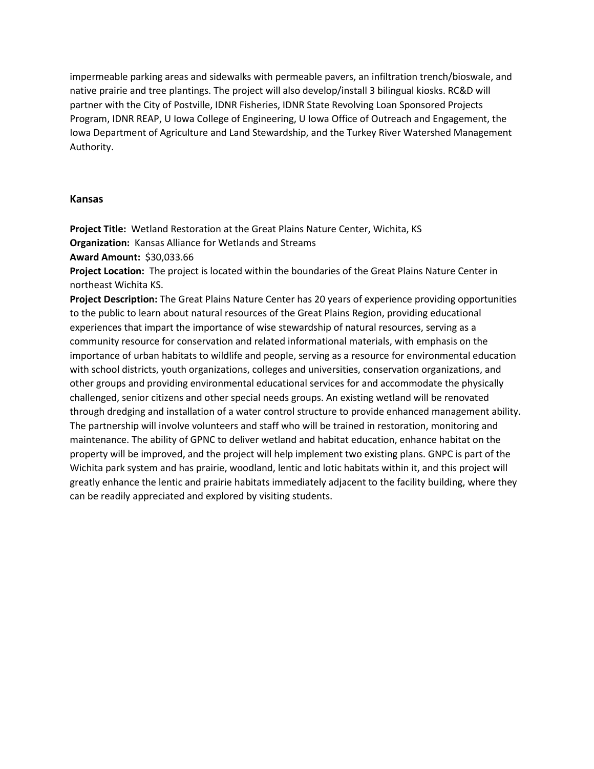impermeable parking areas and sidewalks with permeable pavers, an infiltration trench/bioswale, and native prairie and tree plantings. The project will also develop/install 3 bilingual kiosks. RC&D will partner with the City of Postville, IDNR Fisheries, IDNR State Revolving Loan Sponsored Projects Program, IDNR REAP, U Iowa College of Engineering, U Iowa Office of Outreach and Engagement, the Iowa Department of Agriculture and Land Stewardship, and the Turkey River Watershed Management Authority.

### Kansas

**Project Title:** Wetland Restoration at the Great Plains Nature Center, Wichita, KS
**Organization:** Kansas Alliance for Wetlands and Streams
**Award Amount:** $30,033.66
**Project Location:** The project is located within the boundaries of the Great Plains Nature Center in northeast Wichita KS.
**Project Description:** The Great Plains Nature Center has 20 years of experience providing opportunities to the public to learn about natural resources of the Great Plains Region, providing educational experiences that impart the importance of wise stewardship of natural resources, serving as a community resource for conservation and related informational materials, with emphasis on the importance of urban habitats to wildlife and people, serving as a resource for environmental education with school districts, youth organizations, colleges and universities, conservation organizations, and other groups and providing environmental educational services for and accommodate the physically challenged, senior citizens and other special needs groups. An existing wetland will be renovated through dredging and installation of a water control structure to provide enhanced management ability. The partnership will involve volunteers and staff who will be trained in restoration, monitoring and maintenance. The ability of GPNC to deliver wetland and habitat education, enhance habitat on the property will be improved, and the project will help implement two existing plans. GNPC is part of the Wichita park system and has prairie, woodland, lentic and lotic habitats within it, and this project will greatly enhance the lentic and prairie habitats immediately adjacent to the facility building, where they can be readily appreciated and explored by visiting students.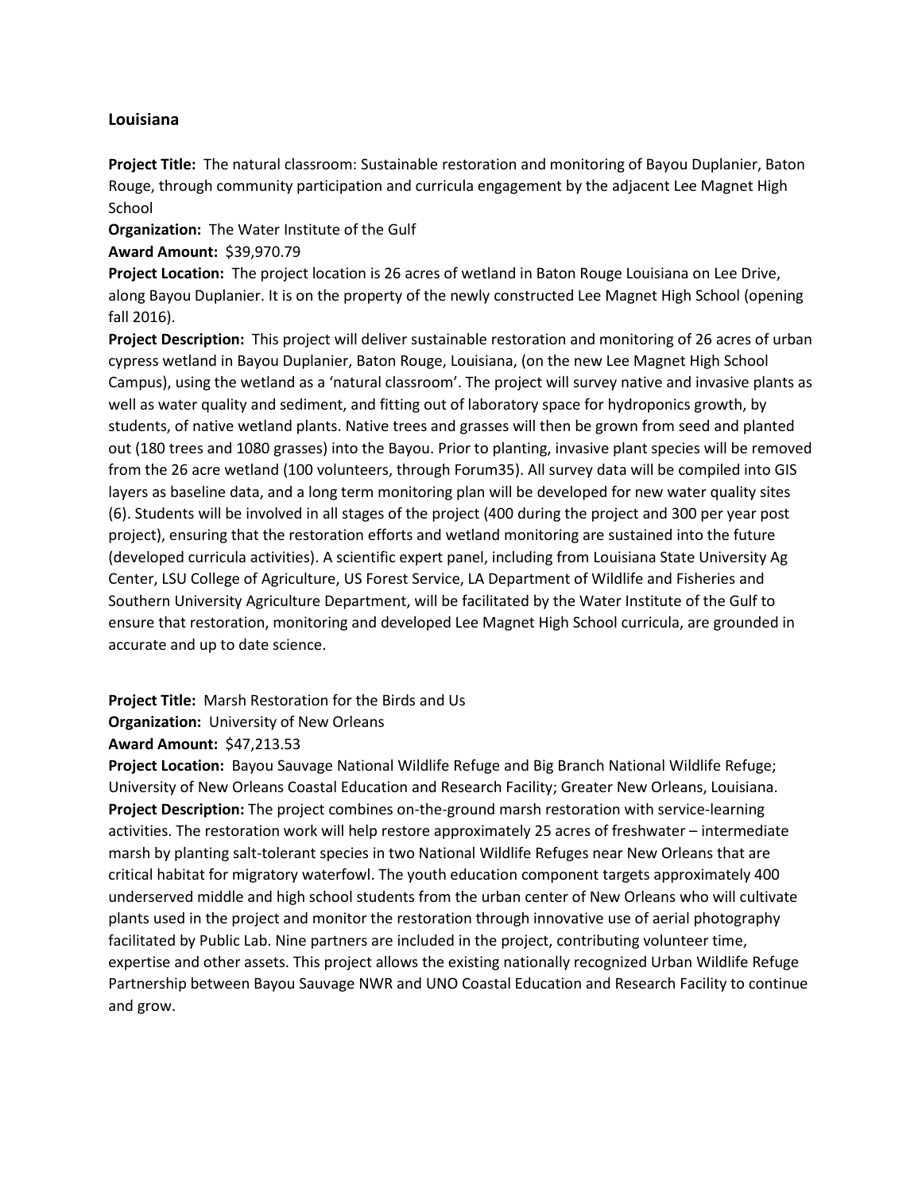## Louisiana

**Project Title:** The natural classroom: Sustainable restoration and monitoring of Bayou Duplanier, Baton Rouge, through community participation and curricula engagement by the adjacent Lee Magnet High School

**Organization:** The Water Institute of the Gulf

**Award Amount:** $39,970.79

**Project Location:** The project location is 26 acres of wetland in Baton Rouge Louisiana on Lee Drive, along Bayou Duplanier. It is on the property of the newly constructed Lee Magnet High School (opening fall 2016).

**Project Description:** This project will deliver sustainable restoration and monitoring of 26 acres of urban cypress wetland in Bayou Duplanier, Baton Rouge, Louisiana, (on the new Lee Magnet High School Campus), using the wetland as a 'natural classroom'. The project will survey native and invasive plants as well as water quality and sediment, and fitting out of laboratory space for hydroponics growth, by students, of native wetland plants. Native trees and grasses will then be grown from seed and planted out (180 trees and 1080 grasses) into the Bayou. Prior to planting, invasive plant species will be removed from the 26 acre wetland (100 volunteers, through Forum35). All survey data will be compiled into GIS layers as baseline data, and a long term monitoring plan will be developed for new water quality sites (6). Students will be involved in all stages of the project (400 during the project and 300 per year post project), ensuring that the restoration efforts and wetland monitoring are sustained into the future (developed curricula activities). A scientific expert panel, including from Louisiana State University Ag Center, LSU College of Agriculture, US Forest Service, LA Department of Wildlife and Fisheries and Southern University Agriculture Department, will be facilitated by the Water Institute of the Gulf to ensure that restoration, monitoring and developed Lee Magnet High School curricula, are grounded in accurate and up to date science.

**Project Title:** Marsh Restoration for the Birds and Us

**Organization:** University of New Orleans

**Award Amount:** $47,213.53

**Project Location:** Bayou Sauvage National Wildlife Refuge and Big Branch National Wildlife Refuge; University of New Orleans Coastal Education and Research Facility; Greater New Orleans, Louisiana.

**Project Description:** The project combines on-the-ground marsh restoration with service-learning activities. The restoration work will help restore approximately 25 acres of freshwater – intermediate marsh by planting salt-tolerant species in two National Wildlife Refuges near New Orleans that are critical habitat for migratory waterfowl. The youth education component targets approximately 400 underserved middle and high school students from the urban center of New Orleans who will cultivate plants used in the project and monitor the restoration through innovative use of aerial photography facilitated by Public Lab. Nine partners are included in the project, contributing volunteer time, expertise and other assets. This project allows the existing nationally recognized Urban Wildlife Refuge Partnership between Bayou Sauvage NWR and UNO Coastal Education and Research Facility to continue and grow.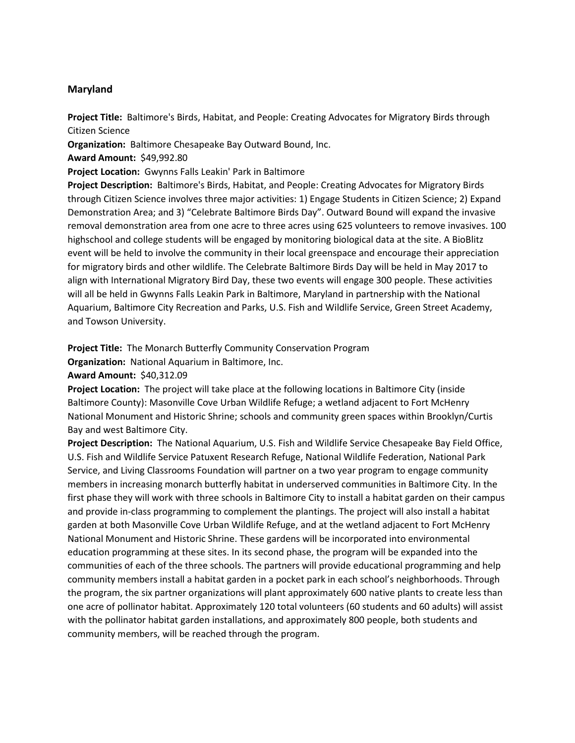## Maryland

**Project Title:** Baltimore's Birds, Habitat, and People: Creating Advocates for Migratory Birds through Citizen Science

**Organization:** Baltimore Chesapeake Bay Outward Bound, Inc.

**Award Amount:** $49,992.80

**Project Location:** Gwynns Falls Leakin' Park in Baltimore

**Project Description:** Baltimore's Birds, Habitat, and People: Creating Advocates for Migratory Birds through Citizen Science involves three major activities: 1) Engage Students in Citizen Science; 2) Expand Demonstration Area; and 3) "Celebrate Baltimore Birds Day". Outward Bound will expand the invasive removal demonstration area from one acre to three acres using 625 volunteers to remove invasives. 100 highschool and college students will be engaged by monitoring biological data at the site. A BioBlitz event will be held to involve the community in their local greenspace and encourage their appreciation for migratory birds and other wildlife. The Celebrate Baltimore Birds Day will be held in May 2017 to align with International Migratory Bird Day, these two events will engage 300 people. These activities will all be held in Gwynns Falls Leakin Park in Baltimore, Maryland in partnership with the National Aquarium, Baltimore City Recreation and Parks, U.S. Fish and Wildlife Service, Green Street Academy, and Towson University.

**Project Title:** The Monarch Butterfly Community Conservation Program

**Organization:** National Aquarium in Baltimore, Inc.

**Award Amount:** $40,312.09

**Project Location:** The project will take place at the following locations in Baltimore City (inside Baltimore County): Masonville Cove Urban Wildlife Refuge; a wetland adjacent to Fort McHenry National Monument and Historic Shrine; schools and community green spaces within Brooklyn/Curtis Bay and west Baltimore City.

**Project Description:** The National Aquarium, U.S. Fish and Wildlife Service Chesapeake Bay Field Office, U.S. Fish and Wildlife Service Patuxent Research Refuge, National Wildlife Federation, National Park Service, and Living Classrooms Foundation will partner on a two year program to engage community members in increasing monarch butterfly habitat in underserved communities in Baltimore City. In the first phase they will work with three schools in Baltimore City to install a habitat garden on their campus and provide in-class programming to complement the plantings. The project will also install a habitat garden at both Masonville Cove Urban Wildlife Refuge, and at the wetland adjacent to Fort McHenry National Monument and Historic Shrine. These gardens will be incorporated into environmental education programming at these sites. In its second phase, the program will be expanded into the communities of each of the three schools. The partners will provide educational programming and help community members install a habitat garden in a pocket park in each school's neighborhoods. Through the program, the six partner organizations will plant approximately 600 native plants to create less than one acre of pollinator habitat. Approximately 120 total volunteers (60 students and 60 adults) will assist with the pollinator habitat garden installations, and approximately 800 people, both students and community members, will be reached through the program.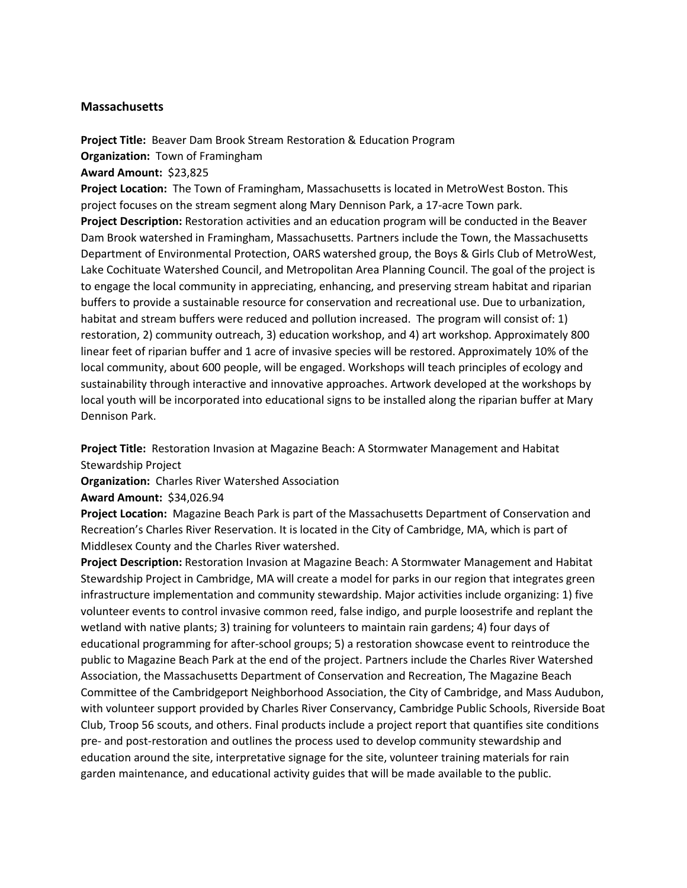## Massachusetts

**Project Title:** Beaver Dam Brook Stream Restoration & Education Program
**Organization:** Town of Framingham
**Award Amount:** $23,825
**Project Location:** The Town of Framingham, Massachusetts is located in MetroWest Boston. This project focuses on the stream segment along Mary Dennison Park, a 17-acre Town park.
**Project Description:** Restoration activities and an education program will be conducted in the Beaver Dam Brook watershed in Framingham, Massachusetts. Partners include the Town, the Massachusetts Department of Environmental Protection, OARS watershed group, the Boys & Girls Club of MetroWest, Lake Cochituate Watershed Council, and Metropolitan Area Planning Council. The goal of the project is to engage the local community in appreciating, enhancing, and preserving stream habitat and riparian buffers to provide a sustainable resource for conservation and recreational use. Due to urbanization, habitat and stream buffers were reduced and pollution increased. The program will consist of: 1) restoration, 2) community outreach, 3) education workshop, and 4) art workshop. Approximately 800 linear feet of riparian buffer and 1 acre of invasive species will be restored. Approximately 10% of the local community, about 600 people, will be engaged. Workshops will teach principles of ecology and sustainability through interactive and innovative approaches. Artwork developed at the workshops by local youth will be incorporated into educational signs to be installed along the riparian buffer at Mary Dennison Park.

**Project Title:** Restoration Invasion at Magazine Beach: A Stormwater Management and Habitat Stewardship Project
**Organization:** Charles River Watershed Association
**Award Amount:** $34,026.94
**Project Location:** Magazine Beach Park is part of the Massachusetts Department of Conservation and Recreation's Charles River Reservation. It is located in the City of Cambridge, MA, which is part of Middlesex County and the Charles River watershed.
**Project Description:** Restoration Invasion at Magazine Beach: A Stormwater Management and Habitat Stewardship Project in Cambridge, MA will create a model for parks in our region that integrates green infrastructure implementation and community stewardship. Major activities include organizing: 1) five volunteer events to control invasive common reed, false indigo, and purple loosestrife and replant the wetland with native plants; 3) training for volunteers to maintain rain gardens; 4) four days of educational programming for after-school groups; 5) a restoration showcase event to reintroduce the public to Magazine Beach Park at the end of the project. Partners include the Charles River Watershed Association, the Massachusetts Department of Conservation and Recreation, The Magazine Beach Committee of the Cambridgeport Neighborhood Association, the City of Cambridge, and Mass Audubon, with volunteer support provided by Charles River Conservancy, Cambridge Public Schools, Riverside Boat Club, Troop 56 scouts, and others. Final products include a project report that quantifies site conditions pre- and post-restoration and outlines the process used to develop community stewardship and education around the site, interpretative signage for the site, volunteer training materials for rain garden maintenance, and educational activity guides that will be made available to the public.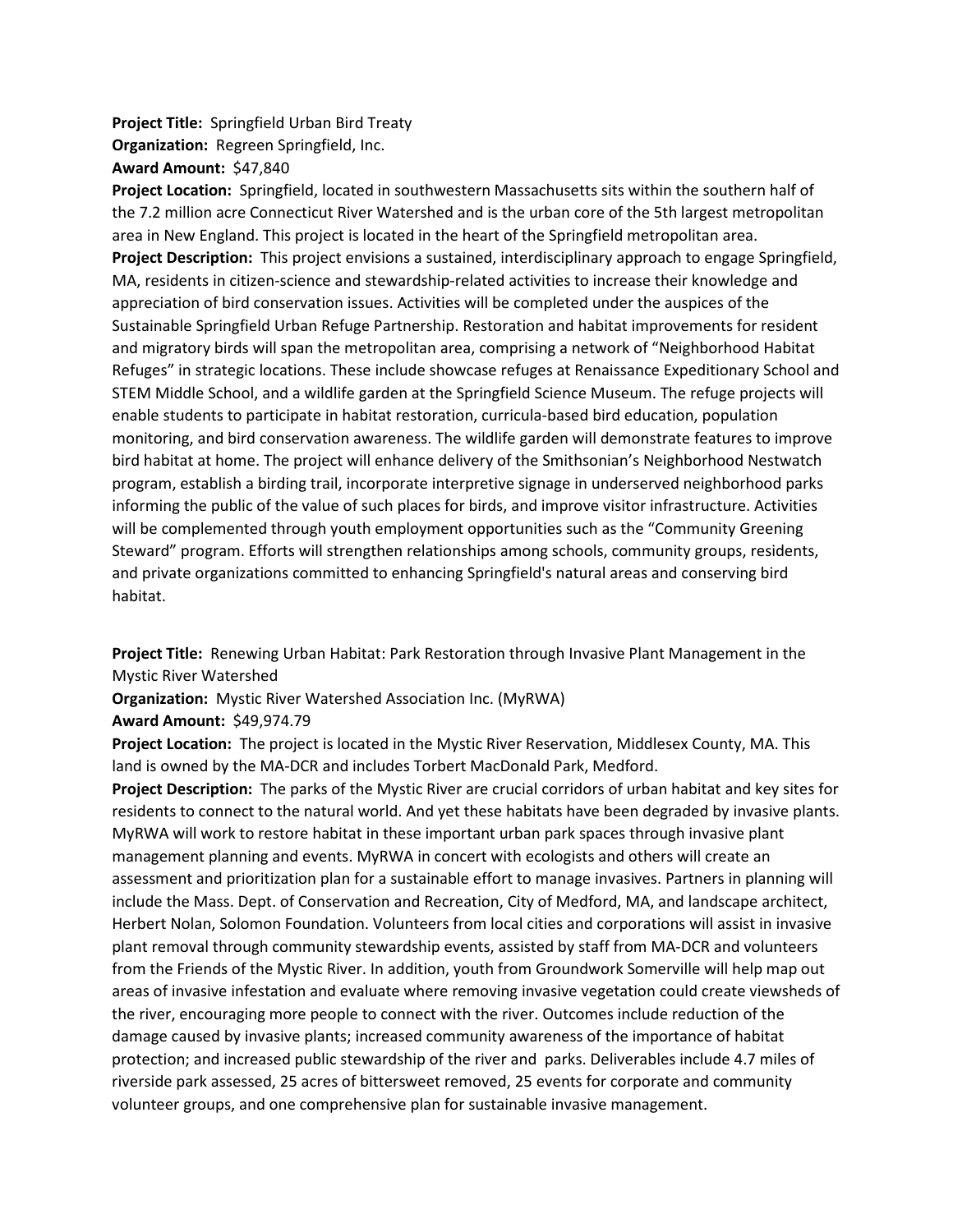**Project Title:** Springfield Urban Bird Treaty

**Organization:** Regreen Springfield, Inc.

**Award Amount:** $47,840

**Project Location:** Springfield, located in southwestern Massachusetts sits within the southern half of the 7.2 million acre Connecticut River Watershed and is the urban core of the 5th largest metropolitan area in New England. This project is located in the heart of the Springfield metropolitan area.

**Project Description:** This project envisions a sustained, interdisciplinary approach to engage Springfield, MA, residents in citizen-science and stewardship-related activities to increase their knowledge and appreciation of bird conservation issues. Activities will be completed under the auspices of the Sustainable Springfield Urban Refuge Partnership. Restoration and habitat improvements for resident and migratory birds will span the metropolitan area, comprising a network of "Neighborhood Habitat Refuges" in strategic locations. These include showcase refuges at Renaissance Expeditionary School and STEM Middle School, and a wildlife garden at the Springfield Science Museum. The refuge projects will enable students to participate in habitat restoration, curricula-based bird education, population monitoring, and bird conservation awareness. The wildlife garden will demonstrate features to improve bird habitat at home. The project will enhance delivery of the Smithsonian's Neighborhood Nestwatch program, establish a birding trail, incorporate interpretive signage in underserved neighborhood parks informing the public of the value of such places for birds, and improve visitor infrastructure. Activities will be complemented through youth employment opportunities such as the "Community Greening Steward" program. Efforts will strengthen relationships among schools, community groups, residents, and private organizations committed to enhancing Springfield's natural areas and conserving bird habitat.

**Project Title:** Renewing Urban Habitat: Park Restoration through Invasive Plant Management in the Mystic River Watershed

**Organization:** Mystic River Watershed Association Inc. (MyRWA)

**Award Amount:** $49,974.79

**Project Location:** The project is located in the Mystic River Reservation, Middlesex County, MA. This land is owned by the MA-DCR and includes Torbert MacDonald Park, Medford.

**Project Description:** The parks of the Mystic River are crucial corridors of urban habitat and key sites for residents to connect to the natural world. And yet these habitats have been degraded by invasive plants. MyRWA will work to restore habitat in these important urban park spaces through invasive plant management planning and events. MyRWA in concert with ecologists and others will create an assessment and prioritization plan for a sustainable effort to manage invasives. Partners in planning will include the Mass. Dept. of Conservation and Recreation, City of Medford, MA, and landscape architect, Herbert Nolan, Solomon Foundation. Volunteers from local cities and corporations will assist in invasive plant removal through community stewardship events, assisted by staff from MA-DCR and volunteers from the Friends of the Mystic River. In addition, youth from Groundwork Somerville will help map out areas of invasive infestation and evaluate where removing invasive vegetation could create viewsheds of the river, encouraging more people to connect with the river. Outcomes include reduction of the damage caused by invasive plants; increased community awareness of the importance of habitat protection; and increased public stewardship of the river and parks. Deliverables include 4.7 miles of riverside park assessed, 25 acres of bittersweet removed, 25 events for corporate and community volunteer groups, and one comprehensive plan for sustainable invasive management.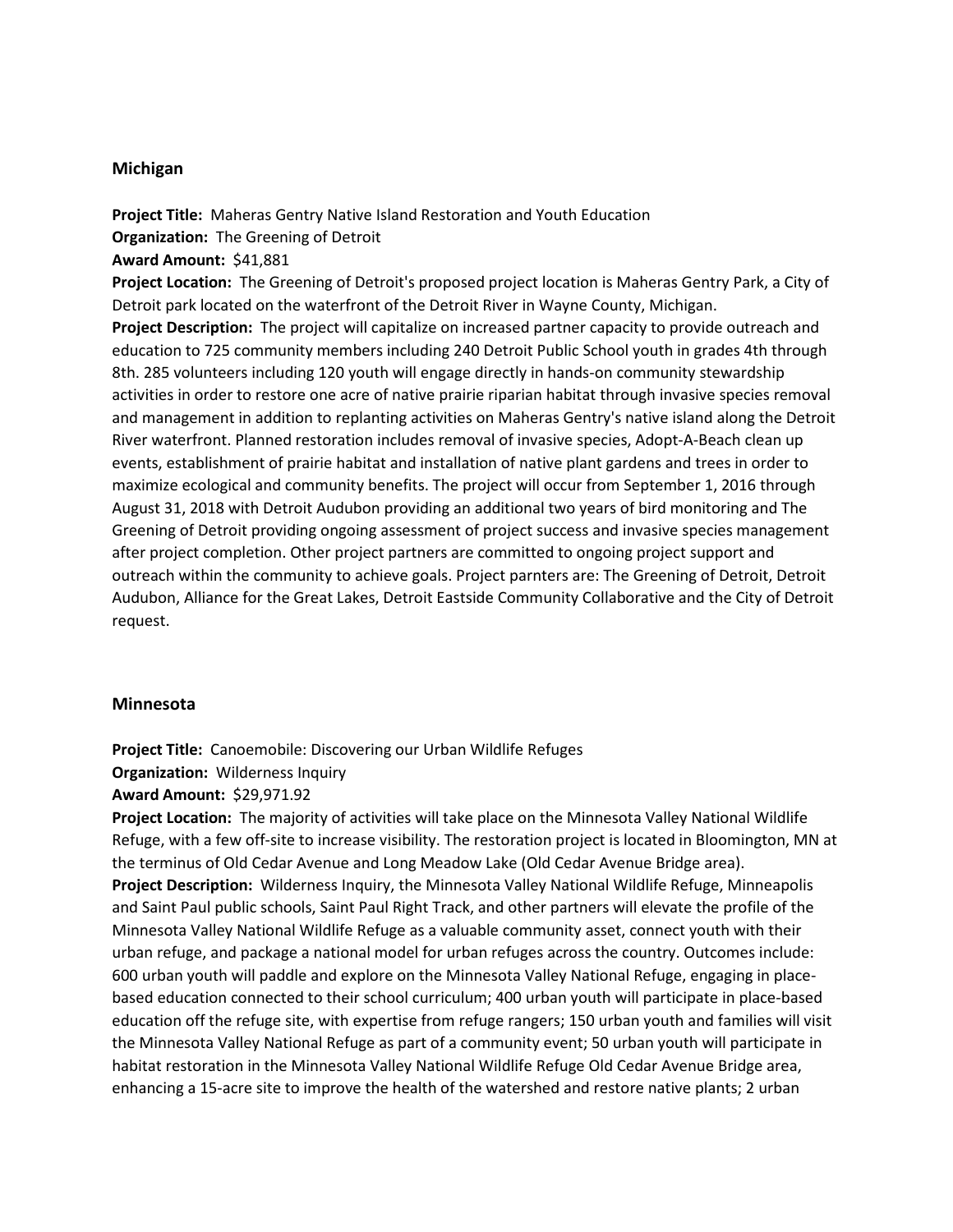## Michigan

**Project Title:** Maheras Gentry Native Island Restoration and Youth Education
**Organization:** The Greening of Detroit
**Award Amount:** $41,881
**Project Location:** The Greening of Detroit's proposed project location is Maheras Gentry Park, a City of Detroit park located on the waterfront of the Detroit River in Wayne County, Michigan.
**Project Description:** The project will capitalize on increased partner capacity to provide outreach and education to 725 community members including 240 Detroit Public School youth in grades 4th through 8th. 285 volunteers including 120 youth will engage directly in hands-on community stewardship activities in order to restore one acre of native prairie riparian habitat through invasive species removal and management in addition to replanting activities on Maheras Gentry's native island along the Detroit River waterfront. Planned restoration includes removal of invasive species, Adopt-A-Beach clean up events, establishment of prairie habitat and installation of native plant gardens and trees in order to maximize ecological and community benefits. The project will occur from September 1, 2016 through August 31, 2018 with Detroit Audubon providing an additional two years of bird monitoring and The Greening of Detroit providing ongoing assessment of project success and invasive species management after project completion. Other project partners are committed to ongoing project support and outreach within the community to achieve goals. Project parnters are: The Greening of Detroit, Detroit Audubon, Alliance for the Great Lakes, Detroit Eastside Community Collaborative and the City of Detroit request.

## Minnesota

**Project Title:** Canoemobile: Discovering our Urban Wildlife Refuges
**Organization:** Wilderness Inquiry
**Award Amount:** $29,971.92
**Project Location:** The majority of activities will take place on the Minnesota Valley National Wildlife Refuge, with a few off-site to increase visibility. The restoration project is located in Bloomington, MN at the terminus of Old Cedar Avenue and Long Meadow Lake (Old Cedar Avenue Bridge area).
**Project Description:** Wilderness Inquiry, the Minnesota Valley National Wildlife Refuge, Minneapolis and Saint Paul public schools, Saint Paul Right Track, and other partners will elevate the profile of the Minnesota Valley National Wildlife Refuge as a valuable community asset, connect youth with their urban refuge, and package a national model for urban refuges across the country. Outcomes include: 600 urban youth will paddle and explore on the Minnesota Valley National Refuge, engaging in place-based education connected to their school curriculum; 400 urban youth will participate in place-based education off the refuge site, with expertise from refuge rangers; 150 urban youth and families will visit the Minnesota Valley National Refuge as part of a community event; 50 urban youth will participate in habitat restoration in the Minnesota Valley National Wildlife Refuge Old Cedar Avenue Bridge area, enhancing a 15-acre site to improve the health of the watershed and restore native plants; 2 urban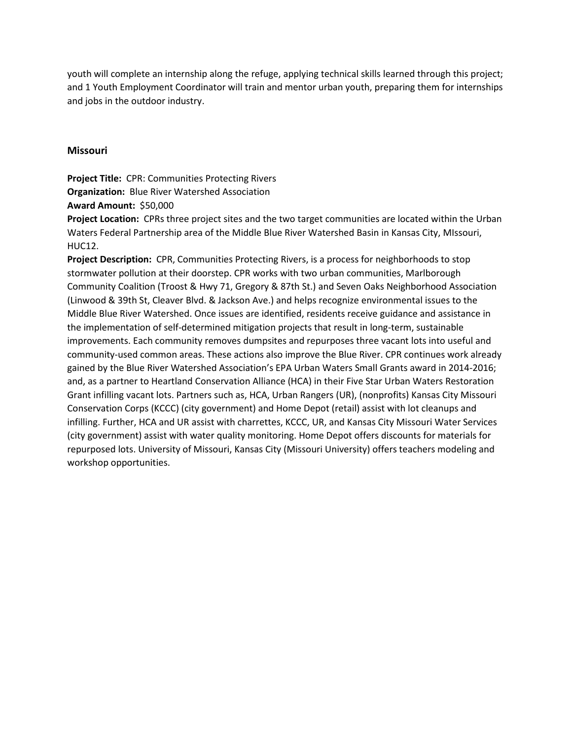youth will complete an internship along the refuge, applying technical skills learned through this project; and 1 Youth Employment Coordinator will train and mentor urban youth, preparing them for internships and jobs in the outdoor industry.

### Missouri

**Project Title:** CPR: Communities Protecting Rivers
**Organization:** Blue River Watershed Association
**Award Amount:** $50,000
**Project Location:** CPRs three project sites and the two target communities are located within the Urban Waters Federal Partnership area of the Middle Blue River Watershed Basin in Kansas City, MIssouri, HUC12.
**Project Description:** CPR, Communities Protecting Rivers, is a process for neighborhoods to stop stormwater pollution at their doorstep. CPR works with two urban communities, Marlborough Community Coalition (Troost & Hwy 71, Gregory & 87th St.) and Seven Oaks Neighborhood Association (Linwood & 39th St, Cleaver Blvd. & Jackson Ave.) and helps recognize environmental issues to the Middle Blue River Watershed. Once issues are identified, residents receive guidance and assistance in the implementation of self-determined mitigation projects that result in long-term, sustainable improvements. Each community removes dumpsites and repurposes three vacant lots into useful and community-used common areas. These actions also improve the Blue River. CPR continues work already gained by the Blue River Watershed Association's EPA Urban Waters Small Grants award in 2014-2016; and, as a partner to Heartland Conservation Alliance (HCA) in their Five Star Urban Waters Restoration Grant infilling vacant lots. Partners such as, HCA, Urban Rangers (UR), (nonprofits) Kansas City Missouri Conservation Corps (KCCC) (city government) and Home Depot (retail) assist with lot cleanups and infilling. Further, HCA and UR assist with charrettes, KCCC, UR, and Kansas City Missouri Water Services (city government) assist with water quality monitoring. Home Depot offers discounts for materials for repurposed lots. University of Missouri, Kansas City (Missouri University) offers teachers modeling and workshop opportunities.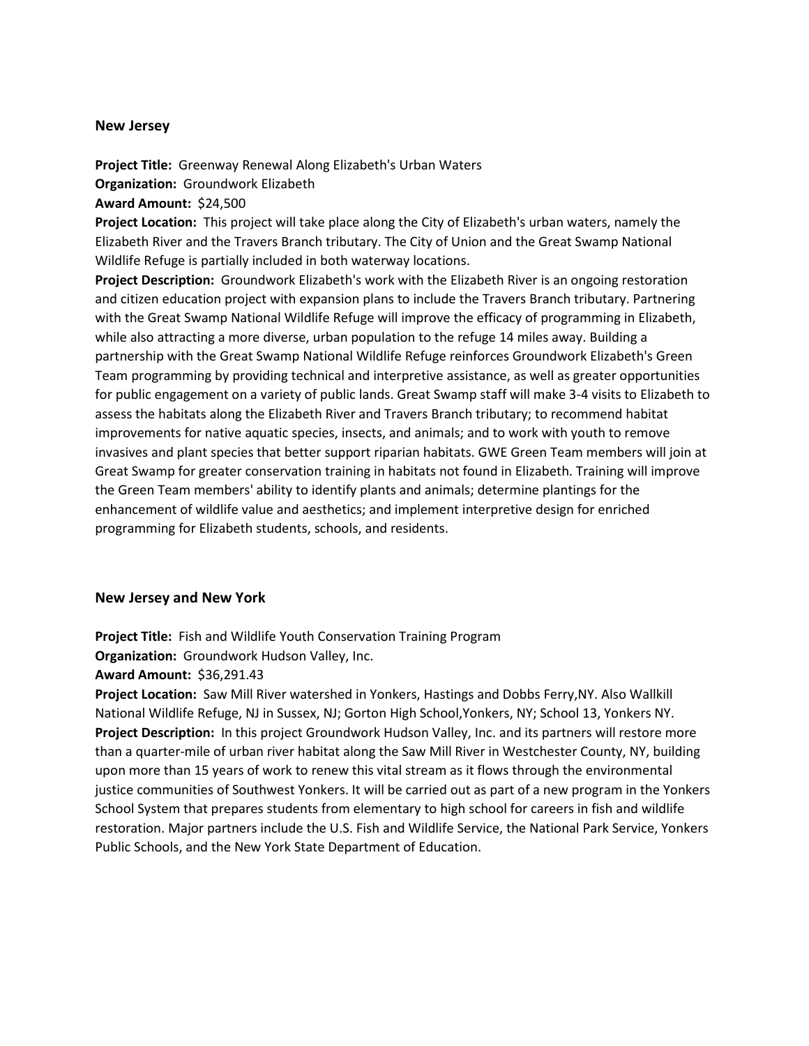## New Jersey

**Project Title:** Greenway Renewal Along Elizabeth's Urban Waters
**Organization:** Groundwork Elizabeth
**Award Amount:** $24,500
**Project Location:** This project will take place along the City of Elizabeth's urban waters, namely the Elizabeth River and the Travers Branch tributary. The City of Union and the Great Swamp National Wildlife Refuge is partially included in both waterway locations.
**Project Description:** Groundwork Elizabeth's work with the Elizabeth River is an ongoing restoration and citizen education project with expansion plans to include the Travers Branch tributary. Partnering with the Great Swamp National Wildlife Refuge will improve the efficacy of programming in Elizabeth, while also attracting a more diverse, urban population to the refuge 14 miles away. Building a partnership with the Great Swamp National Wildlife Refuge reinforces Groundwork Elizabeth's Green Team programming by providing technical and interpretive assistance, as well as greater opportunities for public engagement on a variety of public lands. Great Swamp staff will make 3-4 visits to Elizabeth to assess the habitats along the Elizabeth River and Travers Branch tributary; to recommend habitat improvements for native aquatic species, insects, and animals; and to work with youth to remove invasives and plant species that better support riparian habitats. GWE Green Team members will join at Great Swamp for greater conservation training in habitats not found in Elizabeth. Training will improve the Green Team members' ability to identify plants and animals; determine plantings for the enhancement of wildlife value and aesthetics; and implement interpretive design for enriched programming for Elizabeth students, schools, and residents.

## New Jersey and New York

**Project Title:** Fish and Wildlife Youth Conservation Training Program
**Organization:** Groundwork Hudson Valley, Inc.
**Award Amount:** $36,291.43
**Project Location:** Saw Mill River watershed in Yonkers, Hastings and Dobbs Ferry,NY. Also Wallkill National Wildlife Refuge, NJ in Sussex, NJ; Gorton High School,Yonkers, NY; School 13, Yonkers NY.
**Project Description:** In this project Groundwork Hudson Valley, Inc. and its partners will restore more than a quarter-mile of urban river habitat along the Saw Mill River in Westchester County, NY, building upon more than 15 years of work to renew this vital stream as it flows through the environmental justice communities of Southwest Yonkers. It will be carried out as part of a new program in the Yonkers School System that prepares students from elementary to high school for careers in fish and wildlife restoration. Major partners include the U.S. Fish and Wildlife Service, the National Park Service, Yonkers Public Schools, and the New York State Department of Education.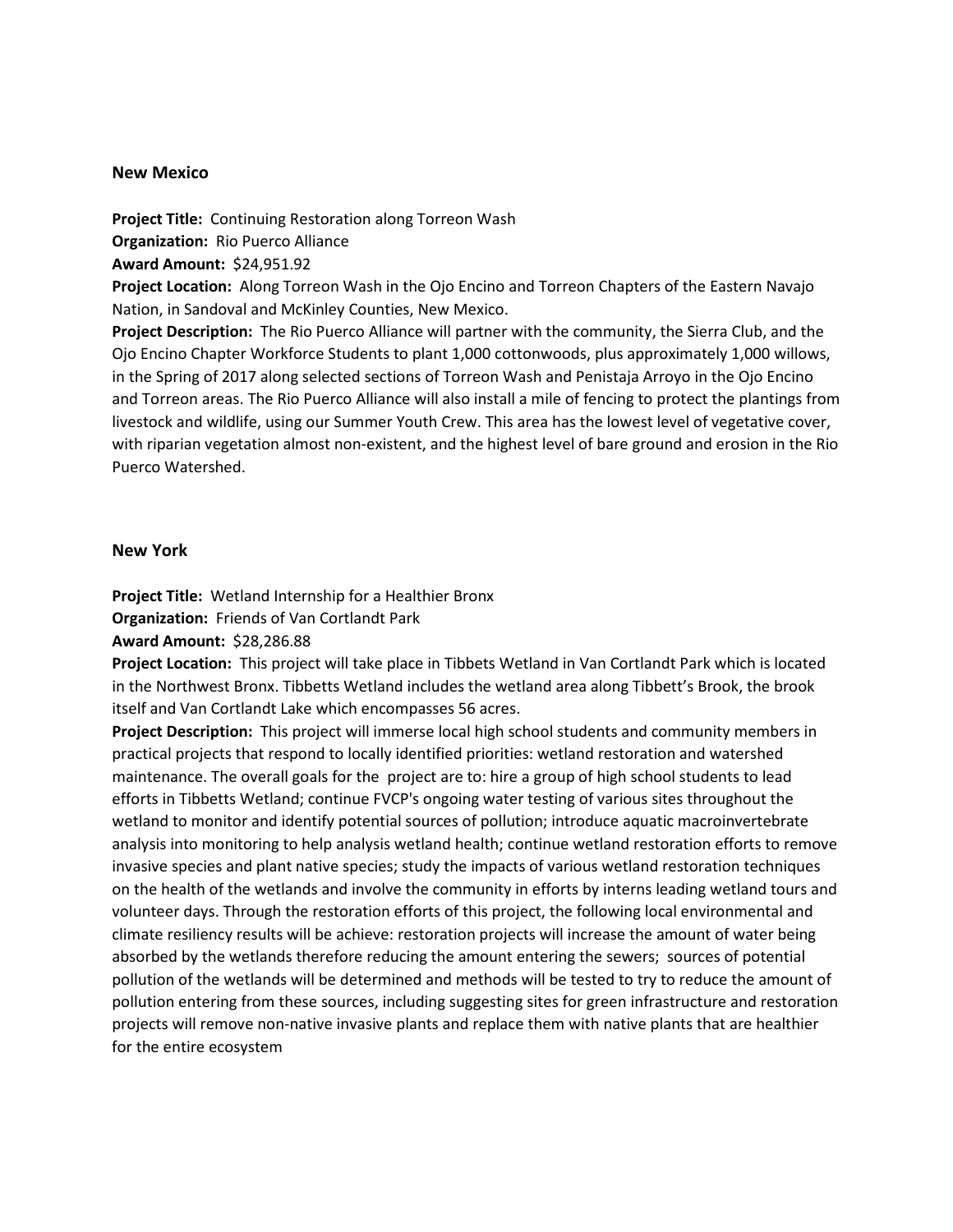## New Mexico

**Project Title:** Continuing Restoration along Torreon Wash
**Organization:** Rio Puerco Alliance
**Award Amount:** $24,951.92
**Project Location:** Along Torreon Wash in the Ojo Encino and Torreon Chapters of the Eastern Navajo Nation, in Sandoval and McKinley Counties, New Mexico.
**Project Description:** The Rio Puerco Alliance will partner with the community, the Sierra Club, and the Ojo Encino Chapter Workforce Students to plant 1,000 cottonwoods, plus approximately 1,000 willows, in the Spring of 2017 along selected sections of Torreon Wash and Penistaja Arroyo in the Ojo Encino and Torreon areas. The Rio Puerco Alliance will also install a mile of fencing to protect the plantings from livestock and wildlife, using our Summer Youth Crew. This area has the lowest level of vegetative cover, with riparian vegetation almost non-existent, and the highest level of bare ground and erosion in the Rio Puerco Watershed.

## New York

**Project Title:** Wetland Internship for a Healthier Bronx
**Organization:** Friends of Van Cortlandt Park
**Award Amount:** $28,286.88
**Project Location:** This project will take place in Tibbets Wetland in Van Cortlandt Park which is located in the Northwest Bronx. Tibbetts Wetland includes the wetland area along Tibbett's Brook, the brook itself and Van Cortlandt Lake which encompasses 56 acres.
**Project Description:** This project will immerse local high school students and community members in practical projects that respond to locally identified priorities: wetland restoration and watershed maintenance. The overall goals for the project are to: hire a group of high school students to lead efforts in Tibbetts Wetland; continue FVCP's ongoing water testing of various sites throughout the wetland to monitor and identify potential sources of pollution; introduce aquatic macroinvertebrate analysis into monitoring to help analysis wetland health; continue wetland restoration efforts to remove invasive species and plant native species; study the impacts of various wetland restoration techniques on the health of the wetlands and involve the community in efforts by interns leading wetland tours and volunteer days. Through the restoration efforts of this project, the following local environmental and climate resiliency results will be achieve: restoration projects will increase the amount of water being absorbed by the wetlands therefore reducing the amount entering the sewers; sources of potential pollution of the wetlands will be determined and methods will be tested to try to reduce the amount of pollution entering from these sources, including suggesting sites for green infrastructure and restoration projects will remove non-native invasive plants and replace them with native plants that are healthier for the entire ecosystem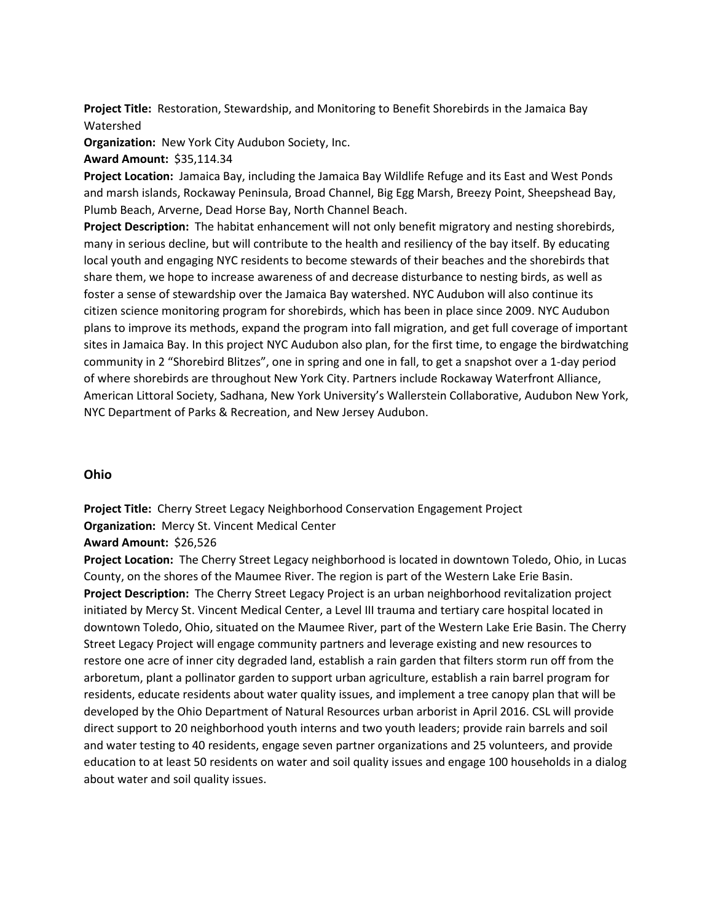**Project Title:** Restoration, Stewardship, and Monitoring to Benefit Shorebirds in the Jamaica Bay Watershed

**Organization:** New York City Audubon Society, Inc.

**Award Amount:** $35,114.34

**Project Location:** Jamaica Bay, including the Jamaica Bay Wildlife Refuge and its East and West Ponds and marsh islands, Rockaway Peninsula, Broad Channel, Big Egg Marsh, Breezy Point, Sheepshead Bay, Plumb Beach, Arverne, Dead Horse Bay, North Channel Beach.

**Project Description:** The habitat enhancement will not only benefit migratory and nesting shorebirds, many in serious decline, but will contribute to the health and resiliency of the bay itself. By educating local youth and engaging NYC residents to become stewards of their beaches and the shorebirds that share them, we hope to increase awareness of and decrease disturbance to nesting birds, as well as foster a sense of stewardship over the Jamaica Bay watershed. NYC Audubon will also continue its citizen science monitoring program for shorebirds, which has been in place since 2009. NYC Audubon plans to improve its methods, expand the program into fall migration, and get full coverage of important sites in Jamaica Bay. In this project NYC Audubon also plan, for the first time, to engage the birdwatching community in 2 "Shorebird Blitzes", one in spring and one in fall, to get a snapshot over a 1-day period of where shorebirds are throughout New York City. Partners include Rockaway Waterfront Alliance, American Littoral Society, Sadhana, New York University's Wallerstein Collaborative, Audubon New York, NYC Department of Parks & Recreation, and New Jersey Audubon.

## Ohio

**Project Title:** Cherry Street Legacy Neighborhood Conservation Engagement Project

**Organization:** Mercy St. Vincent Medical Center

**Award Amount:** $26,526

**Project Location:** The Cherry Street Legacy neighborhood is located in downtown Toledo, Ohio, in Lucas County, on the shores of the Maumee River. The region is part of the Western Lake Erie Basin.

**Project Description:** The Cherry Street Legacy Project is an urban neighborhood revitalization project initiated by Mercy St. Vincent Medical Center, a Level III trauma and tertiary care hospital located in downtown Toledo, Ohio, situated on the Maumee River, part of the Western Lake Erie Basin. The Cherry Street Legacy Project will engage community partners and leverage existing and new resources to restore one acre of inner city degraded land, establish a rain garden that filters storm run off from the arboretum, plant a pollinator garden to support urban agriculture, establish a rain barrel program for residents, educate residents about water quality issues, and implement a tree canopy plan that will be developed by the Ohio Department of Natural Resources urban arborist in April 2016. CSL will provide direct support to 20 neighborhood youth interns and two youth leaders; provide rain barrels and soil and water testing to 40 residents, engage seven partner organizations and 25 volunteers, and provide education to at least 50 residents on water and soil quality issues and engage 100 households in a dialog about water and soil quality issues.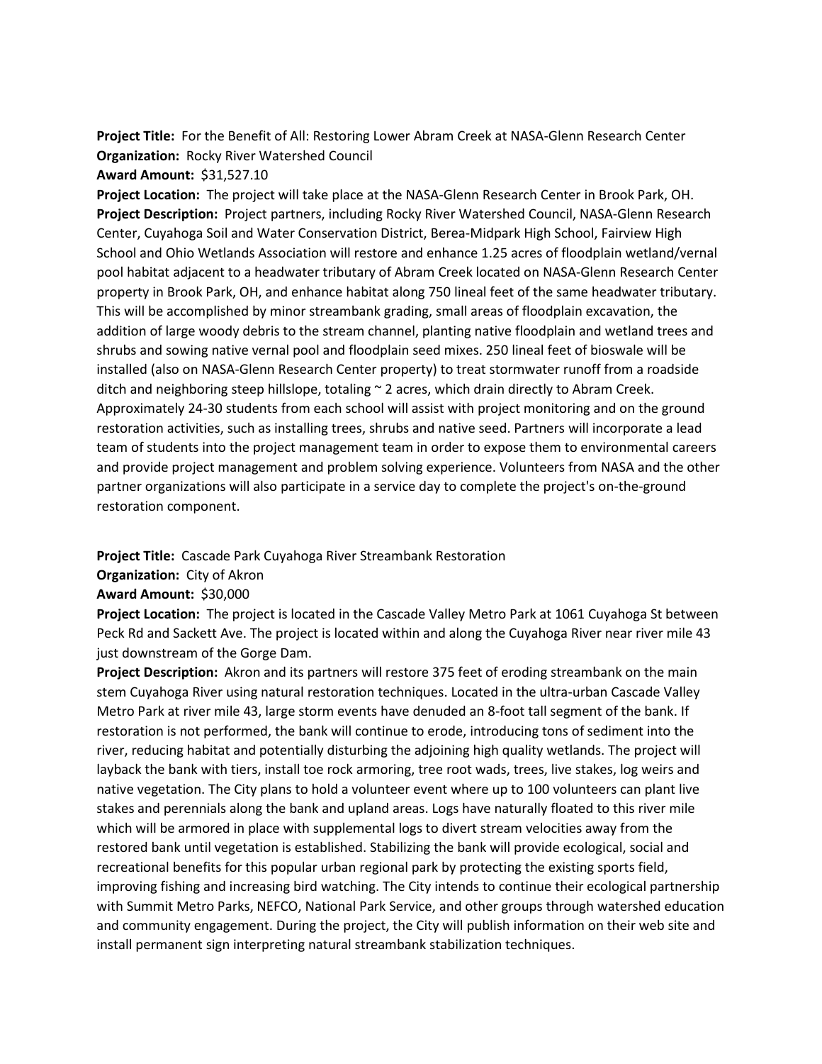**Project Title:** For the Benefit of All: Restoring Lower Abram Creek at NASA-Glenn Research Center
**Organization:** Rocky River Watershed Council
**Award Amount:** $31,527.10
**Project Location:** The project will take place at the NASA-Glenn Research Center in Brook Park, OH.
**Project Description:** Project partners, including Rocky River Watershed Council, NASA-Glenn Research Center, Cuyahoga Soil and Water Conservation District, Berea-Midpark High School, Fairview High School and Ohio Wetlands Association will restore and enhance 1.25 acres of floodplain wetland/vernal pool habitat adjacent to a headwater tributary of Abram Creek located on NASA-Glenn Research Center property in Brook Park, OH, and enhance habitat along 750 lineal feet of the same headwater tributary. This will be accomplished by minor streambank grading, small areas of floodplain excavation, the addition of large woody debris to the stream channel, planting native floodplain and wetland trees and shrubs and sowing native vernal pool and floodplain seed mixes. 250 lineal feet of bioswale will be installed (also on NASA-Glenn Research Center property) to treat stormwater runoff from a roadside ditch and neighboring steep hillslope, totaling ~ 2 acres, which drain directly to Abram Creek. Approximately 24-30 students from each school will assist with project monitoring and on the ground restoration activities, such as installing trees, shrubs and native seed. Partners will incorporate a lead team of students into the project management team in order to expose them to environmental careers and provide project management and problem solving experience. Volunteers from NASA and the other partner organizations will also participate in a service day to complete the project's on-the-ground restoration component.

**Project Title:** Cascade Park Cuyahoga River Streambank Restoration
**Organization:** City of Akron
**Award Amount:** $30,000
**Project Location:** The project is located in the Cascade Valley Metro Park at 1061 Cuyahoga St between Peck Rd and Sackett Ave. The project is located within and along the Cuyahoga River near river mile 43 just downstream of the Gorge Dam.
**Project Description:** Akron and its partners will restore 375 feet of eroding streambank on the main stem Cuyahoga River using natural restoration techniques. Located in the ultra-urban Cascade Valley Metro Park at river mile 43, large storm events have denuded an 8-foot tall segment of the bank. If restoration is not performed, the bank will continue to erode, introducing tons of sediment into the river, reducing habitat and potentially disturbing the adjoining high quality wetlands. The project will layback the bank with tiers, install toe rock armoring, tree root wads, trees, live stakes, log weirs and native vegetation. The City plans to hold a volunteer event where up to 100 volunteers can plant live stakes and perennials along the bank and upland areas. Logs have naturally floated to this river mile which will be armored in place with supplemental logs to divert stream velocities away from the restored bank until vegetation is established. Stabilizing the bank will provide ecological, social and recreational benefits for this popular urban regional park by protecting the existing sports field, improving fishing and increasing bird watching. The City intends to continue their ecological partnership with Summit Metro Parks, NEFCO, National Park Service, and other groups through watershed education and community engagement. During the project, the City will publish information on their web site and install permanent sign interpreting natural streambank stabilization techniques.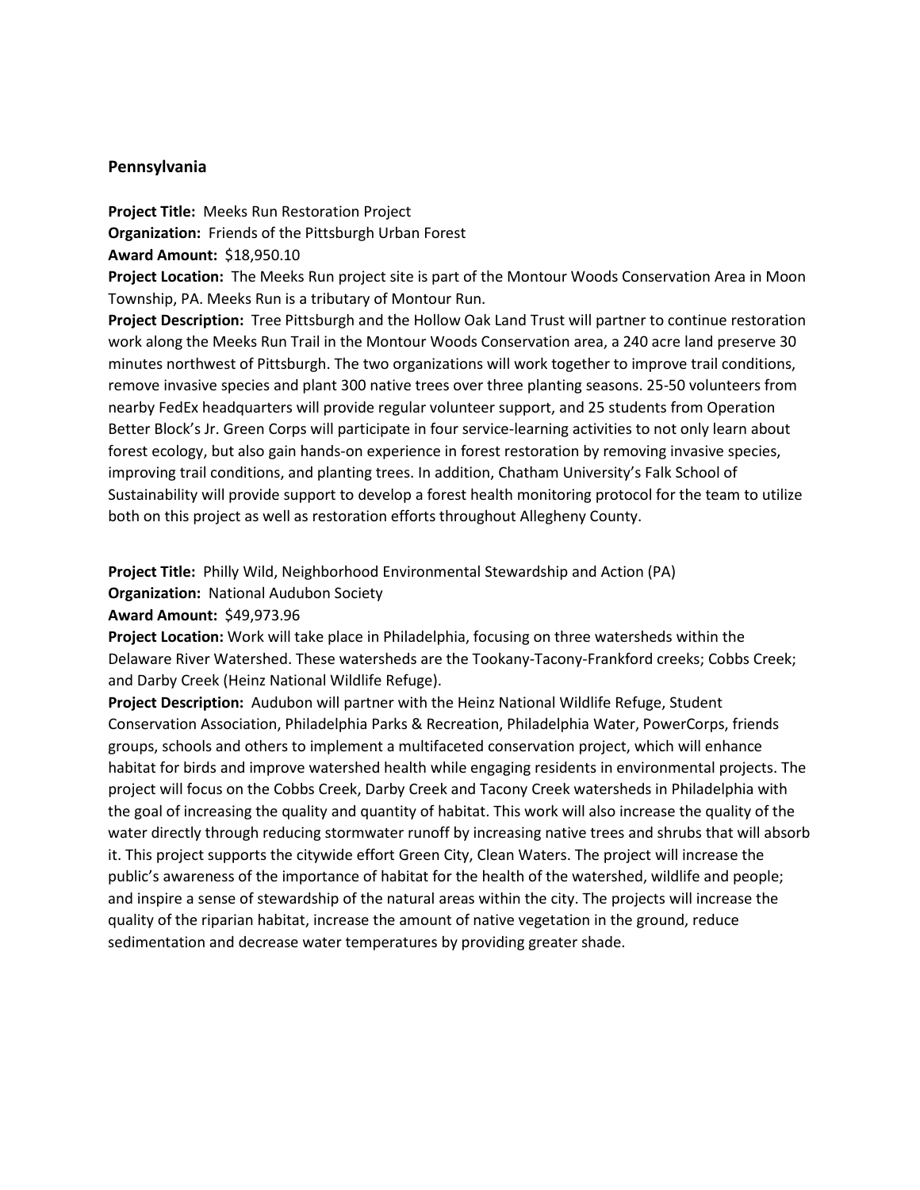## Pennsylvania

**Project Title:** Meeks Run Restoration Project
**Organization:** Friends of the Pittsburgh Urban Forest
**Award Amount:** $18,950.10
**Project Location:** The Meeks Run project site is part of the Montour Woods Conservation Area in Moon Township, PA. Meeks Run is a tributary of Montour Run.
**Project Description:** Tree Pittsburgh and the Hollow Oak Land Trust will partner to continue restoration work along the Meeks Run Trail in the Montour Woods Conservation area, a 240 acre land preserve 30 minutes northwest of Pittsburgh. The two organizations will work together to improve trail conditions, remove invasive species and plant 300 native trees over three planting seasons. 25-50 volunteers from nearby FedEx headquarters will provide regular volunteer support, and 25 students from Operation Better Block's Jr. Green Corps will participate in four service-learning activities to not only learn about forest ecology, but also gain hands-on experience in forest restoration by removing invasive species, improving trail conditions, and planting trees. In addition, Chatham University's Falk School of Sustainability will provide support to develop a forest health monitoring protocol for the team to utilize both on this project as well as restoration efforts throughout Allegheny County.

**Project Title:** Philly Wild, Neighborhood Environmental Stewardship and Action (PA)
**Organization:** National Audubon Society
**Award Amount:** $49,973.96
**Project Location:** Work will take place in Philadelphia, focusing on three watersheds within the Delaware River Watershed. These watersheds are the Tookany-Tacony-Frankford creeks; Cobbs Creek; and Darby Creek (Heinz National Wildlife Refuge).
**Project Description:** Audubon will partner with the Heinz National Wildlife Refuge, Student Conservation Association, Philadelphia Parks & Recreation, Philadelphia Water, PowerCorps, friends groups, schools and others to implement a multifaceted conservation project, which will enhance habitat for birds and improve watershed health while engaging residents in environmental projects. The project will focus on the Cobbs Creek, Darby Creek and Tacony Creek watersheds in Philadelphia with the goal of increasing the quality and quantity of habitat. This work will also increase the quality of the water directly through reducing stormwater runoff by increasing native trees and shrubs that will absorb it. This project supports the citywide effort Green City, Clean Waters. The project will increase the public's awareness of the importance of habitat for the health of the watershed, wildlife and people; and inspire a sense of stewardship of the natural areas within the city. The projects will increase the quality of the riparian habitat, increase the amount of native vegetation in the ground, reduce sedimentation and decrease water temperatures by providing greater shade.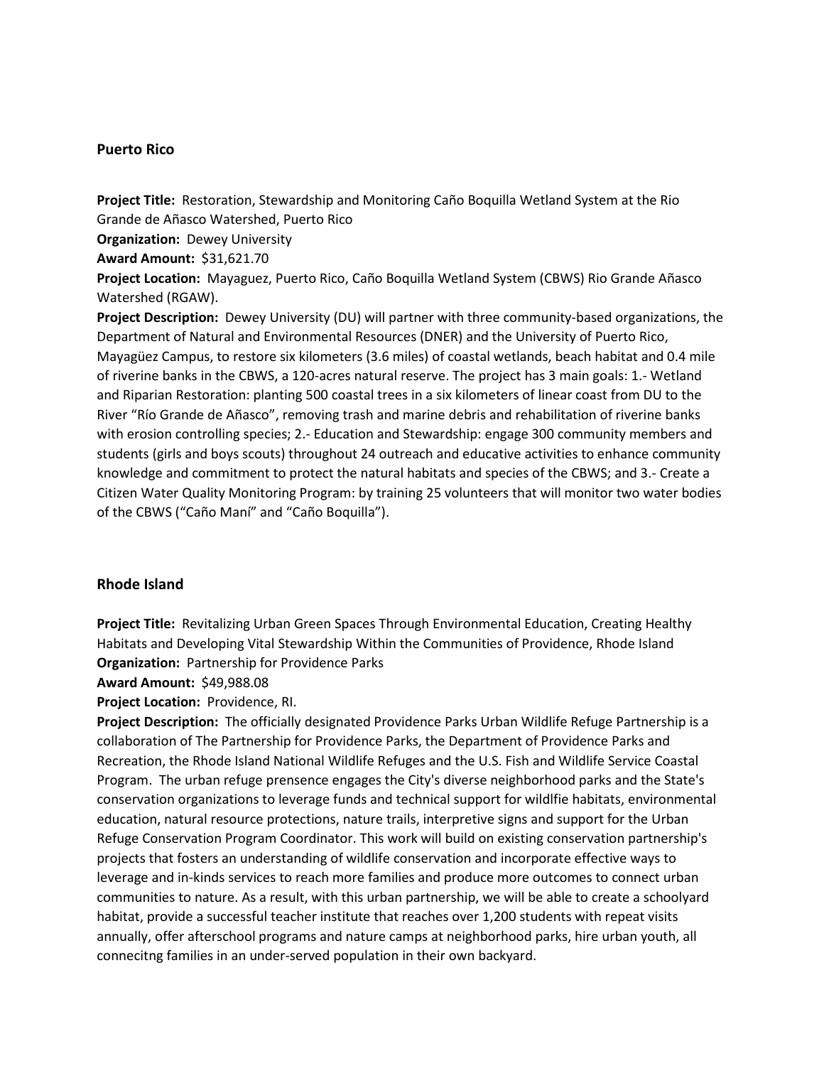## Puerto Rico

**Project Title:** Restoration, Stewardship and Monitoring Caño Boquilla Wetland System at the Rio Grande de Añasco Watershed, Puerto Rico
**Organization:** Dewey University
**Award Amount:** $31,621.70
**Project Location:** Mayaguez, Puerto Rico, Caño Boquilla Wetland System (CBWS) Rio Grande Añasco Watershed (RGAW).
**Project Description:** Dewey University (DU) will partner with three community-based organizations, the Department of Natural and Environmental Resources (DNER) and the University of Puerto Rico, Mayagüez Campus, to restore six kilometers (3.6 miles) of coastal wetlands, beach habitat and 0.4 mile of riverine banks in the CBWS, a 120-acres natural reserve. The project has 3 main goals: 1.- Wetland and Riparian Restoration: planting 500 coastal trees in a six kilometers of linear coast from DU to the River "Río Grande de Añasco", removing trash and marine debris and rehabilitation of riverine banks with erosion controlling species; 2.- Education and Stewardship: engage 300 community members and students (girls and boys scouts) throughout 24 outreach and educative activities to enhance community knowledge and commitment to protect the natural habitats and species of the CBWS; and 3.- Create a Citizen Water Quality Monitoring Program: by training 25 volunteers that will monitor two water bodies of the CBWS ("Caño Maní" and "Caño Boquilla").

## Rhode Island

**Project Title:** Revitalizing Urban Green Spaces Through Environmental Education, Creating Healthy Habitats and Developing Vital Stewardship Within the Communities of Providence, Rhode Island
**Organization:** Partnership for Providence Parks
**Award Amount:** $49,988.08
**Project Location:** Providence, RI.
**Project Description:** The officially designated Providence Parks Urban Wildlife Refuge Partnership is a collaboration of The Partnership for Providence Parks, the Department of Providence Parks and Recreation, the Rhode Island National Wildlife Refuges and the U.S. Fish and Wildlife Service Coastal Program. The urban refuge prensence engages the City's diverse neighborhood parks and the State's conservation organizations to leverage funds and technical support for wildlfie habitats, environmental education, natural resource protections, nature trails, interpretive signs and support for the Urban Refuge Conservation Program Coordinator. This work will build on existing conservation partnership's projects that fosters an understanding of wildlife conservation and incorporate effective ways to leverage and in-kinds services to reach more families and produce more outcomes to connect urban communities to nature. As a result, with this urban partnership, we will be able to create a schoolyard habitat, provide a successful teacher institute that reaches over 1,200 students with repeat visits annually, offer afterschool programs and nature camps at neighborhood parks, hire urban youth, all connecitng families in an under-served population in their own backyard.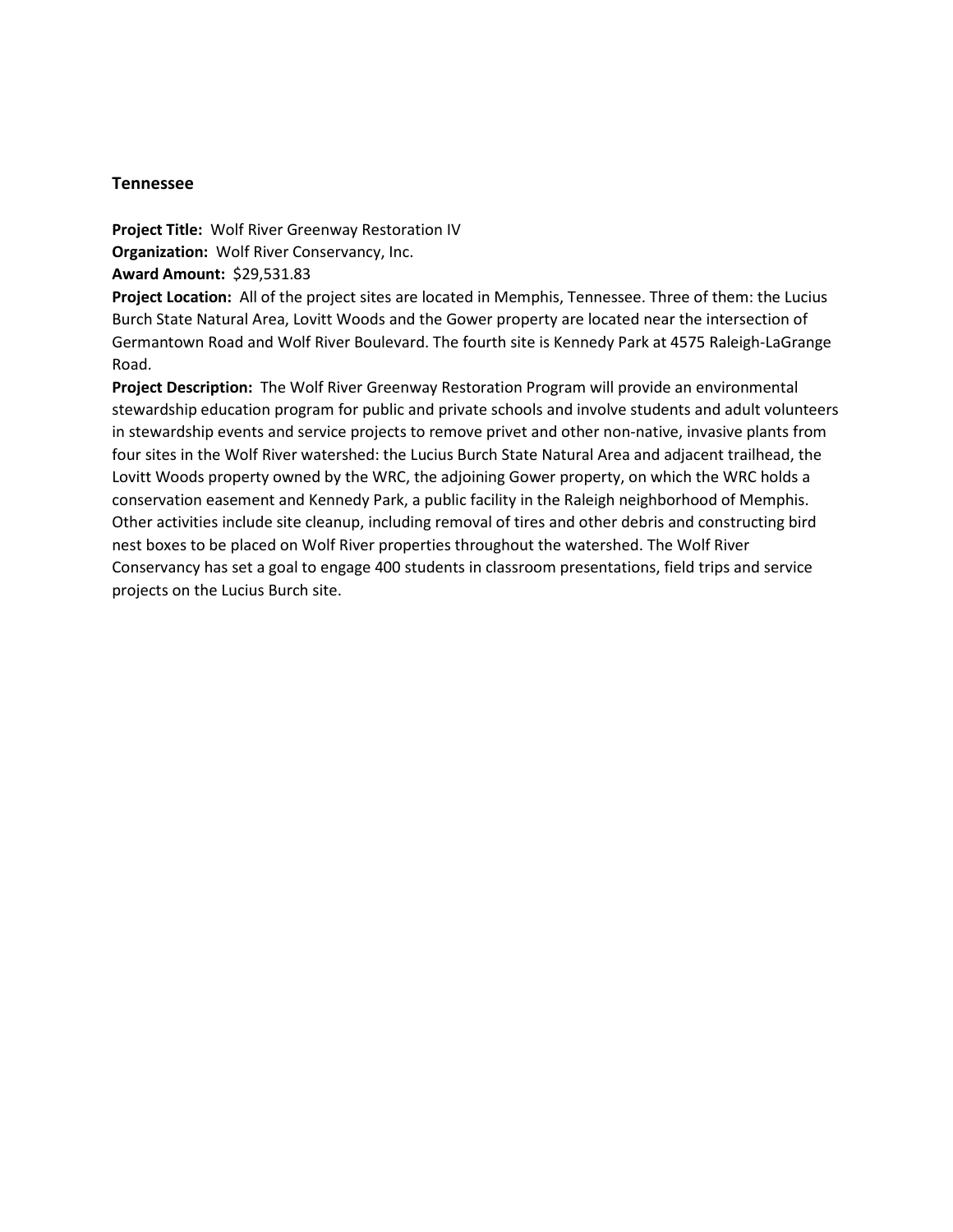## Tennessee

**Project Title:** Wolf River Greenway Restoration IV
**Organization:** Wolf River Conservancy, Inc.
**Award Amount:** $29,531.83
**Project Location:** All of the project sites are located in Memphis, Tennessee. Three of them: the Lucius Burch State Natural Area, Lovitt Woods and the Gower property are located near the intersection of Germantown Road and Wolf River Boulevard. The fourth site is Kennedy Park at 4575 Raleigh-LaGrange Road.
**Project Description:** The Wolf River Greenway Restoration Program will provide an environmental stewardship education program for public and private schools and involve students and adult volunteers in stewardship events and service projects to remove privet and other non-native, invasive plants from four sites in the Wolf River watershed: the Lucius Burch State Natural Area and adjacent trailhead, the Lovitt Woods property owned by the WRC, the adjoining Gower property, on which the WRC holds a conservation easement and Kennedy Park, a public facility in the Raleigh neighborhood of Memphis. Other activities include site cleanup, including removal of tires and other debris and constructing bird nest boxes to be placed on Wolf River properties throughout the watershed. The Wolf River Conservancy has set a goal to engage 400 students in classroom presentations, field trips and service projects on the Lucius Burch site.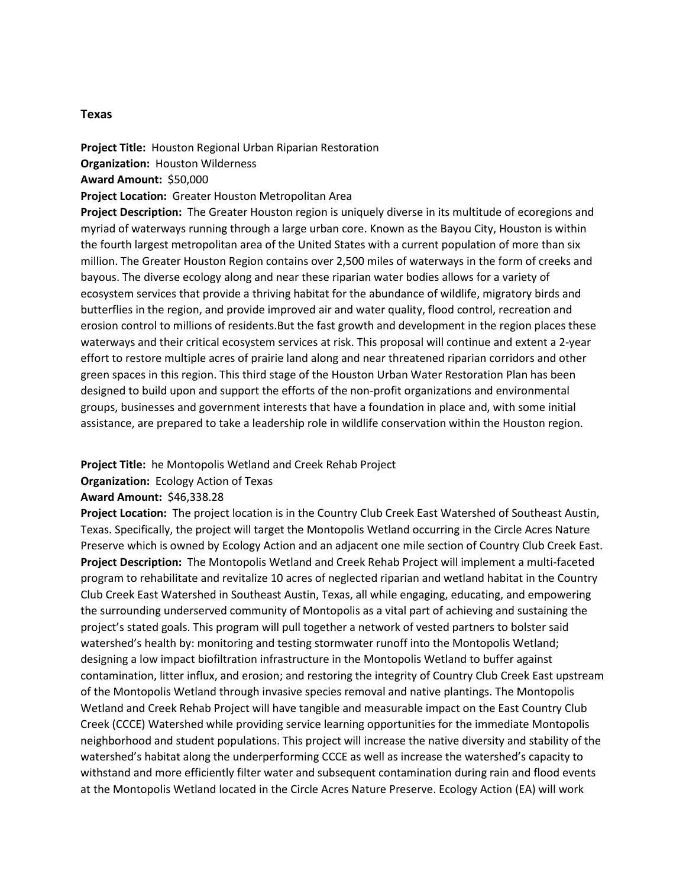## Texas

**Project Title:** Houston Regional Urban Riparian Restoration
**Organization:** Houston Wilderness
**Award Amount:** $50,000
**Project Location:** Greater Houston Metropolitan Area
**Project Description:** The Greater Houston region is uniquely diverse in its multitude of ecoregions and myriad of waterways running through a large urban core. Known as the Bayou City, Houston is within the fourth largest metropolitan area of the United States with a current population of more than six million. The Greater Houston Region contains over 2,500 miles of waterways in the form of creeks and bayous. The diverse ecology along and near these riparian water bodies allows for a variety of ecosystem services that provide a thriving habitat for the abundance of wildlife, migratory birds and butterflies in the region, and provide improved air and water quality, flood control, recreation and erosion control to millions of residents.But the fast growth and development in the region places these waterways and their critical ecosystem services at risk. This proposal will continue and extent a 2-year effort to restore multiple acres of prairie land along and near threatened riparian corridors and other green spaces in this region. This third stage of the Houston Urban Water Restoration Plan has been designed to build upon and support the efforts of the non-profit organizations and environmental groups, businesses and government interests that have a foundation in place and, with some initial assistance, are prepared to take a leadership role in wildlife conservation within the Houston region.

**Project Title:** he Montopolis Wetland and Creek Rehab Project
**Organization:** Ecology Action of Texas
**Award Amount:** $46,338.28
**Project Location:** The project location is in the Country Club Creek East Watershed of Southeast Austin, Texas. Specifically, the project will target the Montopolis Wetland occurring in the Circle Acres Nature Preserve which is owned by Ecology Action and an adjacent one mile section of Country Club Creek East.
**Project Description:** The Montopolis Wetland and Creek Rehab Project will implement a multi-faceted program to rehabilitate and revitalize 10 acres of neglected riparian and wetland habitat in the Country Club Creek East Watershed in Southeast Austin, Texas, all while engaging, educating, and empowering the surrounding underserved community of Montopolis as a vital part of achieving and sustaining the project's stated goals. This program will pull together a network of vested partners to bolster said watershed's health by: monitoring and testing stormwater runoff into the Montopolis Wetland; designing a low impact biofiltration infrastructure in the Montopolis Wetland to buffer against contamination, litter influx, and erosion; and restoring the integrity of Country Club Creek East upstream of the Montopolis Wetland through invasive species removal and native plantings. The Montopolis Wetland and Creek Rehab Project will have tangible and measurable impact on the East Country Club Creek (CCCE) Watershed while providing service learning opportunities for the immediate Montopolis neighborhood and student populations. This project will increase the native diversity and stability of the watershed's habitat along the underperforming CCCE as well as increase the watershed's capacity to withstand and more efficiently filter water and subsequent contamination during rain and flood events at the Montopolis Wetland located in the Circle Acres Nature Preserve. Ecology Action (EA) will work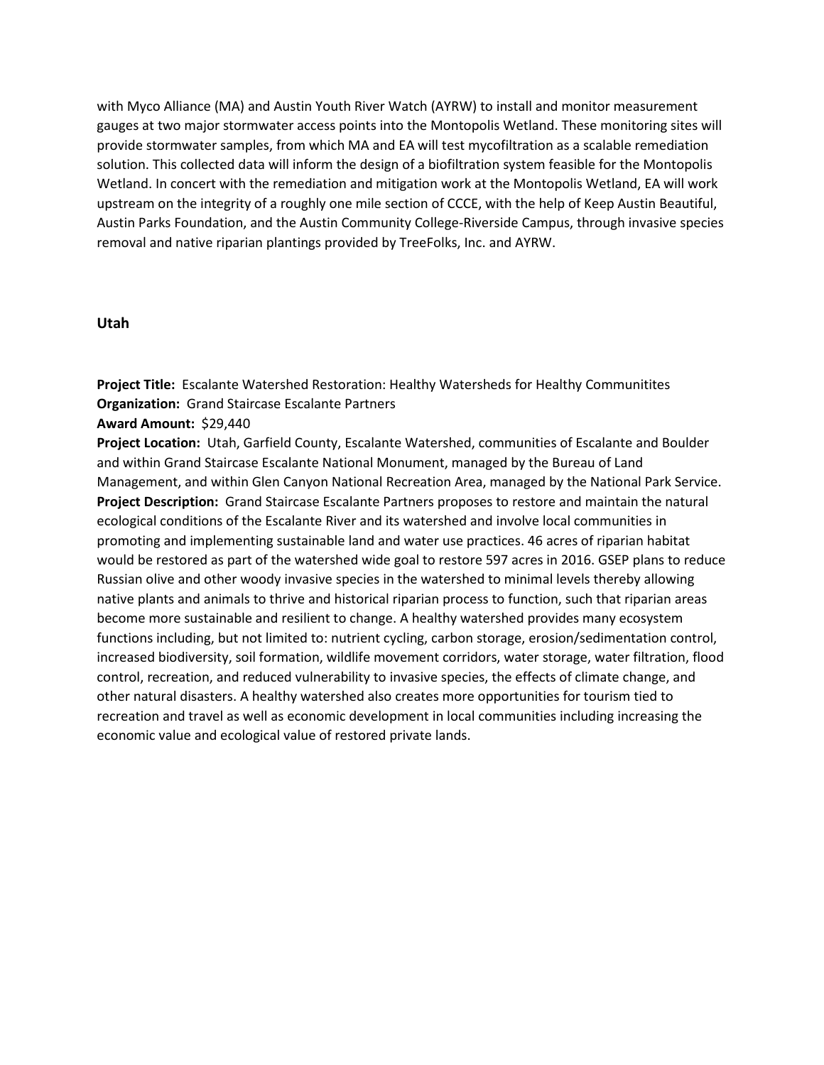with Myco Alliance (MA) and Austin Youth River Watch (AYRW) to install and monitor measurement gauges at two major stormwater access points into the Montopolis Wetland. These monitoring sites will provide stormwater samples, from which MA and EA will test mycofiltration as a scalable remediation solution. This collected data will inform the design of a biofiltration system feasible for the Montopolis Wetland. In concert with the remediation and mitigation work at the Montopolis Wetland, EA will work upstream on the integrity of a roughly one mile section of CCCE, with the help of Keep Austin Beautiful, Austin Parks Foundation, and the Austin Community College-Riverside Campus, through invasive species removal and native riparian plantings provided by TreeFolks, Inc. and AYRW.

### Utah

**Project Title:** Escalante Watershed Restoration: Healthy Watersheds for Healthy Communitites
**Organization:** Grand Staircase Escalante Partners
**Award Amount:** $29,440
**Project Location:** Utah, Garfield County, Escalante Watershed, communities of Escalante and Boulder and within Grand Staircase Escalante National Monument, managed by the Bureau of Land Management, and within Glen Canyon National Recreation Area, managed by the National Park Service.
**Project Description:** Grand Staircase Escalante Partners proposes to restore and maintain the natural ecological conditions of the Escalante River and its watershed and involve local communities in promoting and implementing sustainable land and water use practices. 46 acres of riparian habitat would be restored as part of the watershed wide goal to restore 597 acres in 2016. GSEP plans to reduce Russian olive and other woody invasive species in the watershed to minimal levels thereby allowing native plants and animals to thrive and historical riparian process to function, such that riparian areas become more sustainable and resilient to change. A healthy watershed provides many ecosystem functions including, but not limited to: nutrient cycling, carbon storage, erosion/sedimentation control, increased biodiversity, soil formation, wildlife movement corridors, water storage, water filtration, flood control, recreation, and reduced vulnerability to invasive species, the effects of climate change, and other natural disasters. A healthy watershed also creates more opportunities for tourism tied to recreation and travel as well as economic development in local communities including increasing the economic value and ecological value of restored private lands.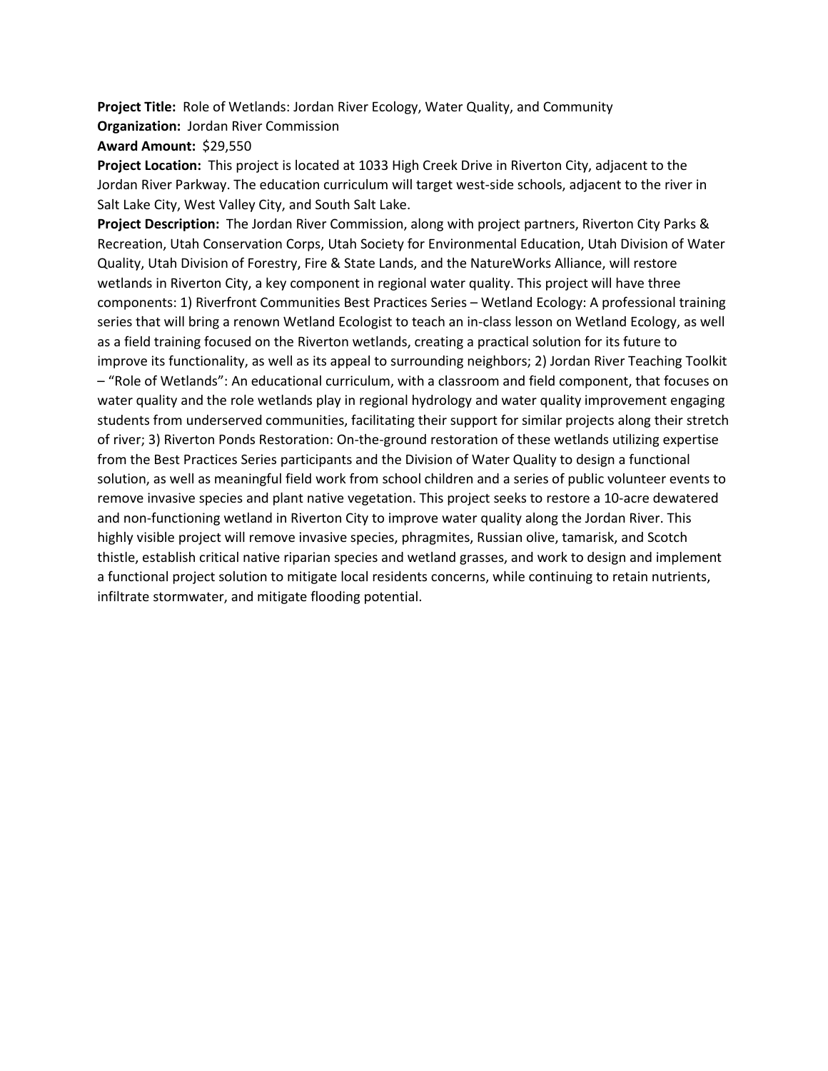**Project Title:** Role of Wetlands: Jordan River Ecology, Water Quality, and Community
**Organization:** Jordan River Commission
**Award Amount:** $29,550
**Project Location:** This project is located at 1033 High Creek Drive in Riverton City, adjacent to the Jordan River Parkway. The education curriculum will target west-side schools, adjacent to the river in Salt Lake City, West Valley City, and South Salt Lake.
**Project Description:** The Jordan River Commission, along with project partners, Riverton City Parks & Recreation, Utah Conservation Corps, Utah Society for Environmental Education, Utah Division of Water Quality, Utah Division of Forestry, Fire & State Lands, and the NatureWorks Alliance, will restore wetlands in Riverton City, a key component in regional water quality. This project will have three components: 1) Riverfront Communities Best Practices Series – Wetland Ecology: A professional training series that will bring a renown Wetland Ecologist to teach an in-class lesson on Wetland Ecology, as well as a field training focused on the Riverton wetlands, creating a practical solution for its future to improve its functionality, as well as its appeal to surrounding neighbors; 2) Jordan River Teaching Toolkit – "Role of Wetlands": An educational curriculum, with a classroom and field component, that focuses on water quality and the role wetlands play in regional hydrology and water quality improvement engaging students from underserved communities, facilitating their support for similar projects along their stretch of river; 3) Riverton Ponds Restoration: On-the-ground restoration of these wetlands utilizing expertise from the Best Practices Series participants and the Division of Water Quality to design a functional solution, as well as meaningful field work from school children and a series of public volunteer events to remove invasive species and plant native vegetation. This project seeks to restore a 10-acre dewatered and non-functioning wetland in Riverton City to improve water quality along the Jordan River. This highly visible project will remove invasive species, phragmites, Russian olive, tamarisk, and Scotch thistle, establish critical native riparian species and wetland grasses, and work to design and implement a functional project solution to mitigate local residents concerns, while continuing to retain nutrients, infiltrate stormwater, and mitigate flooding potential.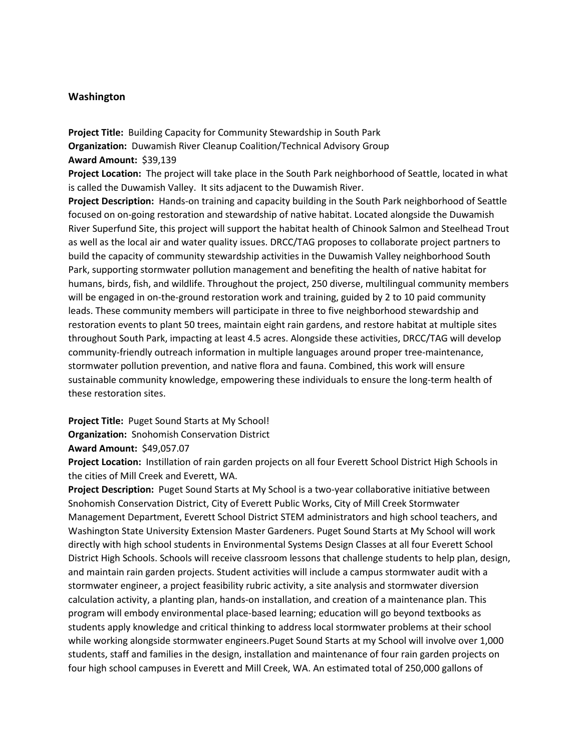## Washington

**Project Title:** Building Capacity for Community Stewardship in South Park
**Organization:** Duwamish River Cleanup Coalition/Technical Advisory Group
**Award Amount:** $39,139
**Project Location:** The project will take place in the South Park neighborhood of Seattle, located in what is called the Duwamish Valley. It sits adjacent to the Duwamish River.
**Project Description:** Hands-on training and capacity building in the South Park neighborhood of Seattle focused on on-going restoration and stewardship of native habitat. Located alongside the Duwamish River Superfund Site, this project will support the habitat health of Chinook Salmon and Steelhead Trout as well as the local air and water quality issues. DRCC/TAG proposes to collaborate project partners to build the capacity of community stewardship activities in the Duwamish Valley neighborhood South Park, supporting stormwater pollution management and benefiting the health of native habitat for humans, birds, fish, and wildlife. Throughout the project, 250 diverse, multilingual community members will be engaged in on-the-ground restoration work and training, guided by 2 to 10 paid community leads. These community members will participate in three to five neighborhood stewardship and restoration events to plant 50 trees, maintain eight rain gardens, and restore habitat at multiple sites throughout South Park, impacting at least 4.5 acres. Alongside these activities, DRCC/TAG will develop community-friendly outreach information in multiple languages around proper tree-maintenance, stormwater pollution prevention, and native flora and fauna. Combined, this work will ensure sustainable community knowledge, empowering these individuals to ensure the long-term health of these restoration sites.

**Project Title:** Puget Sound Starts at My School!
**Organization:** Snohomish Conservation District
**Award Amount:** $49,057.07
**Project Location:** Instillation of rain garden projects on all four Everett School District High Schools in the cities of Mill Creek and Everett, WA.
**Project Description:** Puget Sound Starts at My School is a two-year collaborative initiative between Snohomish Conservation District, City of Everett Public Works, City of Mill Creek Stormwater Management Department, Everett School District STEM administrators and high school teachers, and Washington State University Extension Master Gardeners. Puget Sound Starts at My School will work directly with high school students in Environmental Systems Design Classes at all four Everett School District High Schools. Schools will receive classroom lessons that challenge students to help plan, design, and maintain rain garden projects. Student activities will include a campus stormwater audit with a stormwater engineer, a project feasibility rubric activity, a site analysis and stormwater diversion calculation activity, a planting plan, hands-on installation, and creation of a maintenance plan. This program will embody environmental place-based learning; education will go beyond textbooks as students apply knowledge and critical thinking to address local stormwater problems at their school while working alongside stormwater engineers.Puget Sound Starts at my School will involve over 1,000 students, staff and families in the design, installation and maintenance of four rain garden projects on four high school campuses in Everett and Mill Creek, WA. An estimated total of 250,000 gallons of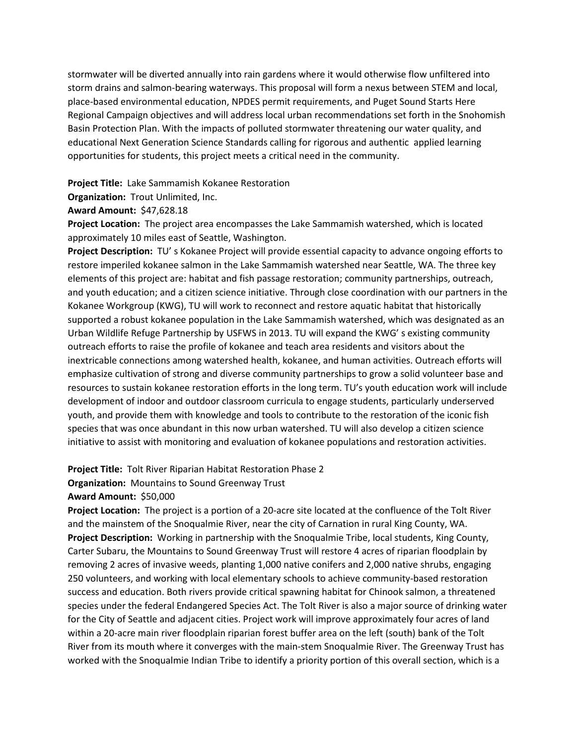stormwater will be diverted annually into rain gardens where it would otherwise flow unfiltered into storm drains and salmon-bearing waterways. This proposal will form a nexus between STEM and local, place-based environmental education, NPDES permit requirements, and Puget Sound Starts Here Regional Campaign objectives and will address local urban recommendations set forth in the Snohomish Basin Protection Plan. With the impacts of polluted stormwater threatening our water quality, and educational Next Generation Science Standards calling for rigorous and authentic applied learning opportunities for students, this project meets a critical need in the community.

**Project Title:** Lake Sammamish Kokanee Restoration
**Organization:** Trout Unlimited, Inc.
**Award Amount:** $47,628.18
**Project Location:** The project area encompasses the Lake Sammamish watershed, which is located approximately 10 miles east of Seattle, Washington.
**Project Description:** TU' s Kokanee Project will provide essential capacity to advance ongoing efforts to restore imperiled kokanee salmon in the Lake Sammamish watershed near Seattle, WA. The three key elements of this project are: habitat and fish passage restoration; community partnerships, outreach, and youth education; and a citizen science initiative. Through close coordination with our partners in the Kokanee Workgroup (KWG), TU will work to reconnect and restore aquatic habitat that historically supported a robust kokanee population in the Lake Sammamish watershed, which was designated as an Urban Wildlife Refuge Partnership by USFWS in 2013. TU will expand the KWG' s existing community outreach efforts to raise the profile of kokanee and teach area residents and visitors about the inextricable connections among watershed health, kokanee, and human activities. Outreach efforts will emphasize cultivation of strong and diverse community partnerships to grow a solid volunteer base and resources to sustain kokanee restoration efforts in the long term. TU's youth education work will include development of indoor and outdoor classroom curricula to engage students, particularly underserved youth, and provide them with knowledge and tools to contribute to the restoration of the iconic fish species that was once abundant in this now urban watershed. TU will also develop a citizen science initiative to assist with monitoring and evaluation of kokanee populations and restoration activities.

**Project Title:** Tolt River Riparian Habitat Restoration Phase 2
**Organization:** Mountains to Sound Greenway Trust
**Award Amount:** $50,000
**Project Location:** The project is a portion of a 20-acre site located at the confluence of the Tolt River and the mainstem of the Snoqualmie River, near the city of Carnation in rural King County, WA.
**Project Description:** Working in partnership with the Snoqualmie Tribe, local students, King County, Carter Subaru, the Mountains to Sound Greenway Trust will restore 4 acres of riparian floodplain by removing 2 acres of invasive weeds, planting 1,000 native conifers and 2,000 native shrubs, engaging 250 volunteers, and working with local elementary schools to achieve community-based restoration success and education. Both rivers provide critical spawning habitat for Chinook salmon, a threatened species under the federal Endangered Species Act. The Tolt River is also a major source of drinking water for the City of Seattle and adjacent cities. Project work will improve approximately four acres of land within a 20-acre main river floodplain riparian forest buffer area on the left (south) bank of the Tolt River from its mouth where it converges with the main-stem Snoqualmie River. The Greenway Trust has worked with the Snoqualmie Indian Tribe to identify a priority portion of this overall section, which is a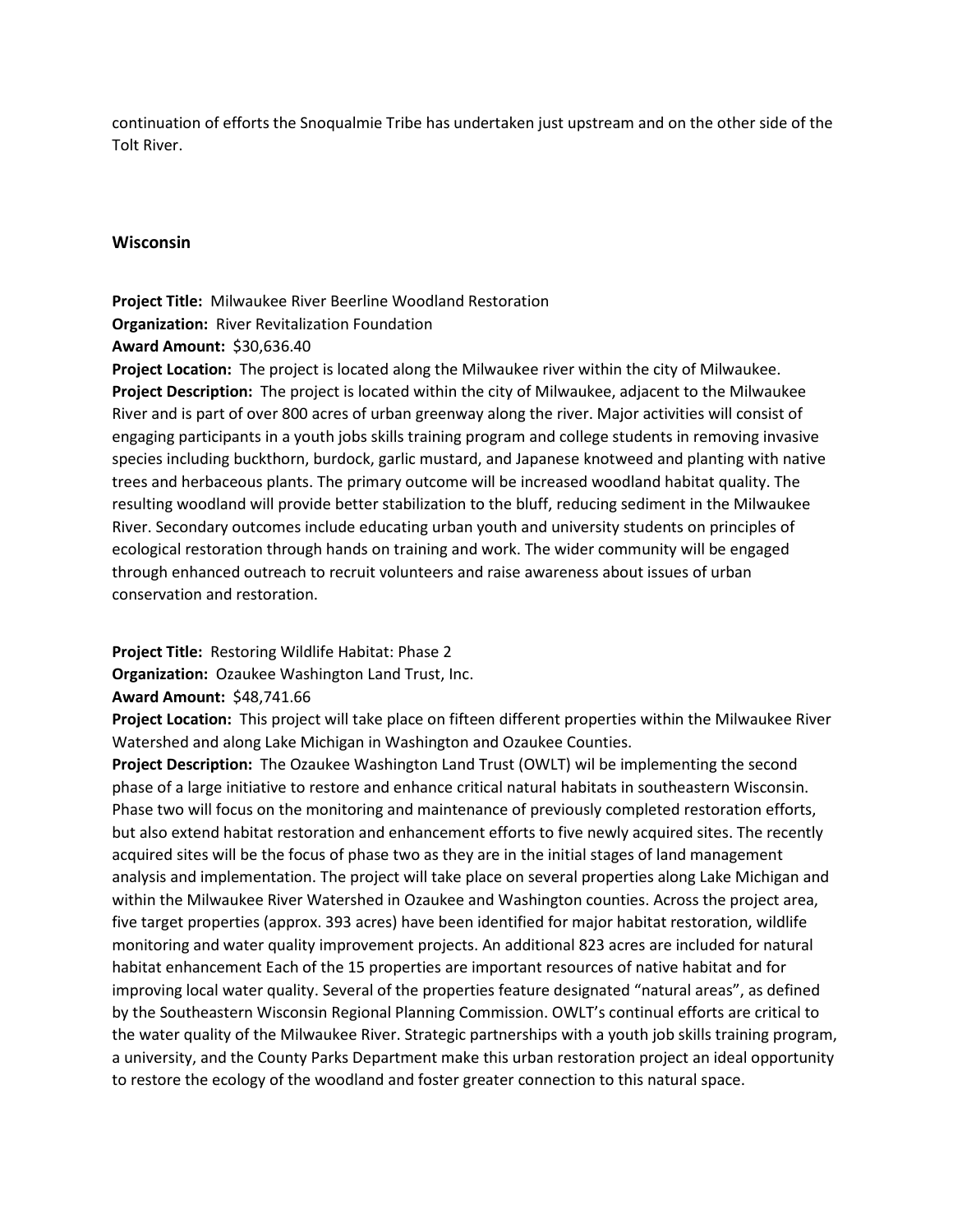continuation of efforts the Snoqualmie Tribe has undertaken just upstream and on the other side of the Tolt River.

## Wisconsin

**Project Title:** Milwaukee River Beerline Woodland Restoration
**Organization:** River Revitalization Foundation
**Award Amount:** $30,636.40
**Project Location:** The project is located along the Milwaukee river within the city of Milwaukee.
**Project Description:** The project is located within the city of Milwaukee, adjacent to the Milwaukee River and is part of over 800 acres of urban greenway along the river. Major activities will consist of engaging participants in a youth jobs skills training program and college students in removing invasive species including buckthorn, burdock, garlic mustard, and Japanese knotweed and planting with native trees and herbaceous plants. The primary outcome will be increased woodland habitat quality. The resulting woodland will provide better stabilization to the bluff, reducing sediment in the Milwaukee River. Secondary outcomes include educating urban youth and university students on principles of ecological restoration through hands on training and work. The wider community will be engaged through enhanced outreach to recruit volunteers and raise awareness about issues of urban conservation and restoration.

**Project Title:** Restoring Wildlife Habitat: Phase 2
**Organization:** Ozaukee Washington Land Trust, Inc.
**Award Amount:** $48,741.66
**Project Location:** This project will take place on fifteen different properties within the Milwaukee River Watershed and along Lake Michigan in Washington and Ozaukee Counties.
**Project Description:** The Ozaukee Washington Land Trust (OWLT) wil be implementing the second phase of a large initiative to restore and enhance critical natural habitats in southeastern Wisconsin. Phase two will focus on the monitoring and maintenance of previously completed restoration efforts, but also extend habitat restoration and enhancement efforts to five newly acquired sites. The recently acquired sites will be the focus of phase two as they are in the initial stages of land management analysis and implementation. The project will take place on several properties along Lake Michigan and within the Milwaukee River Watershed in Ozaukee and Washington counties. Across the project area, five target properties (approx. 393 acres) have been identified for major habitat restoration, wildlife monitoring and water quality improvement projects. An additional 823 acres are included for natural habitat enhancement Each of the 15 properties are important resources of native habitat and for improving local water quality. Several of the properties feature designated "natural areas", as defined by the Southeastern Wisconsin Regional Planning Commission. OWLT's continual efforts are critical to the water quality of the Milwaukee River. Strategic partnerships with a youth job skills training program, a university, and the County Parks Department make this urban restoration project an ideal opportunity to restore the ecology of the woodland and foster greater connection to this natural space.